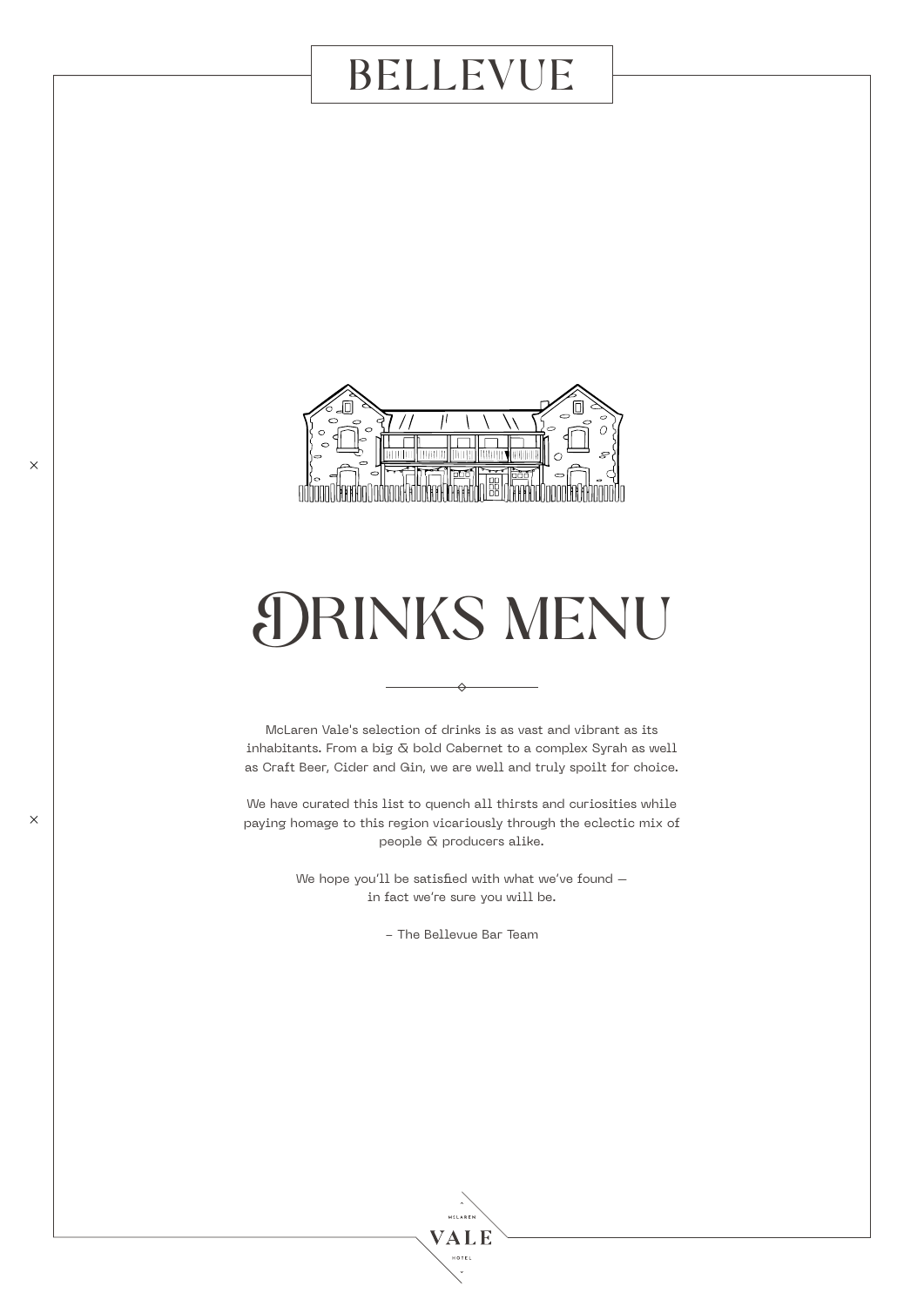# BELLEVUE

# Drinks Menu

McLaren Vale's selection of drinks is as vast and vibrant as its inhabitants. From a big & bold Cabernet to a complex Syrah as well as Craft Beer, Cider and Gin, we are well and truly spoilt for choice.

We have curated this list to quench all thirsts and curiosities while paying homage to this region vicariously through the eclectic mix of people & producers alike.

We hope you'll be satisfied with what we've found — in fact we're sure you will be.

– The Bellevue Bar Team

McLAREN VALE HOTEL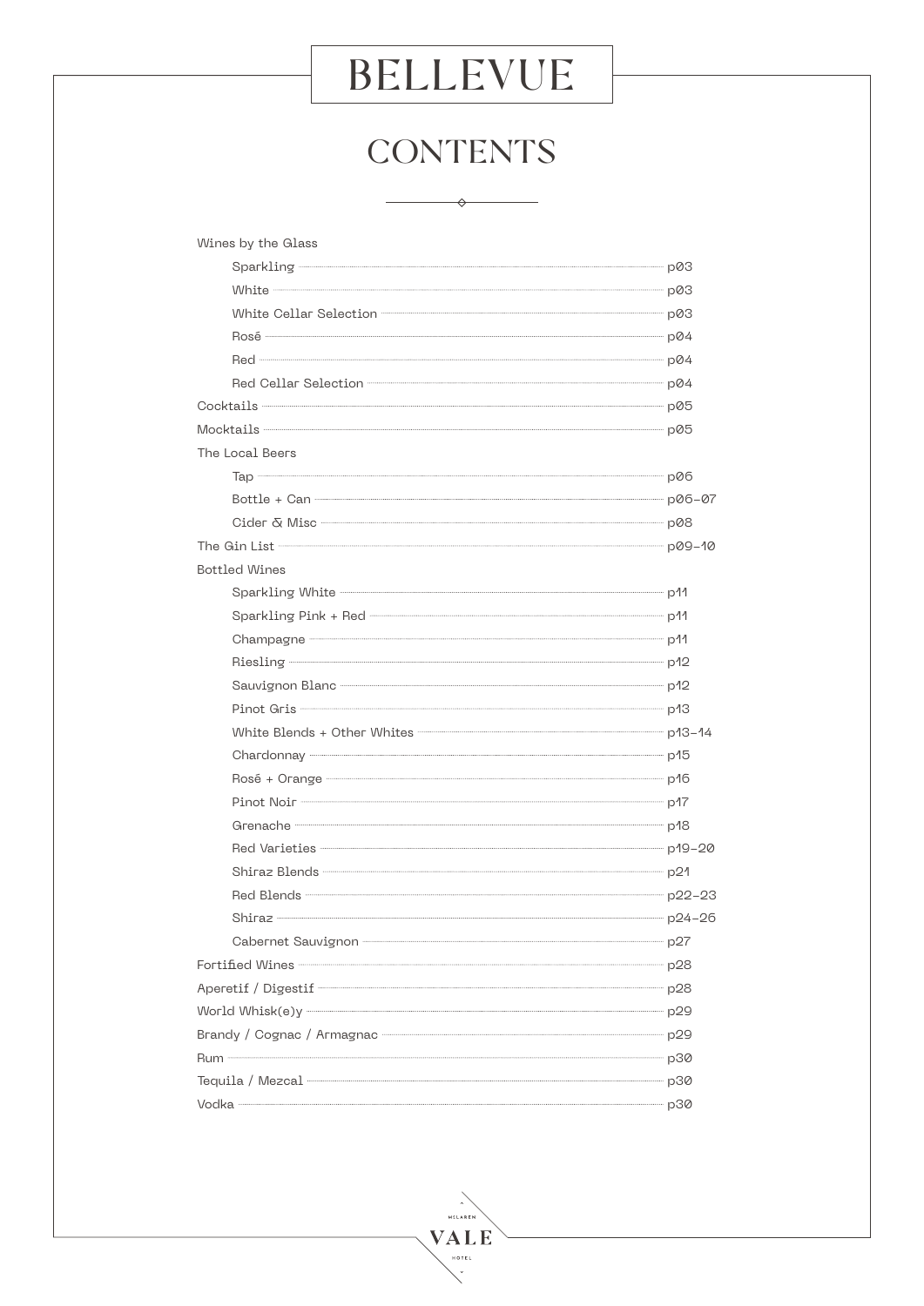# BELLEVUE

## CONTENTS

- Wines by the Glass
  - Sparkling ..... p03
  - White ..... p03
  - White Cellar Selection ..... p03
  - Rosé ..... p04
  - Red ..... p04
  - Red Cellar Selection ..... p04
- Cocktails ..... p05
- Mocktails ..... p05
- The Local Beers
  - Tap ..... p06
  - Bottle + Can ..... p06–07
  - Cider & Misc ..... p08
- The Gin List ..... p09–10
- Bottled Wines
  - Sparkling White ..... p11
  - Sparkling Pink + Red ..... p11
  - Champagne ..... p11
  - Riesling ..... p12
  - Sauvignon Blanc ..... p12
  - Pinot Gris ..... p13
  - White Blends + Other Whites ..... p13–14
  - Chardonnay ..... p15
  - Rosé + Orange ..... p16
  - Pinot Noir ..... p17
  - Grenache ..... p18
  - Red Varieties ..... p19–20
  - Shiraz Blends ..... p21
  - Red Blends ..... p22–23
  - Shiraz ..... p24–26
  - Cabernet Sauvignon ..... p27
- Fortified Wines ..... p28
- Aperetif / Digestif ..... p28
- World Whisk(e)y ..... p29
- Brandy / Cognac / Armagnac ..... p29
- Rum ..... p30
- Tequila / Mezcal ..... p30
- Vodka ..... p30

McLAREN VALE HOTEL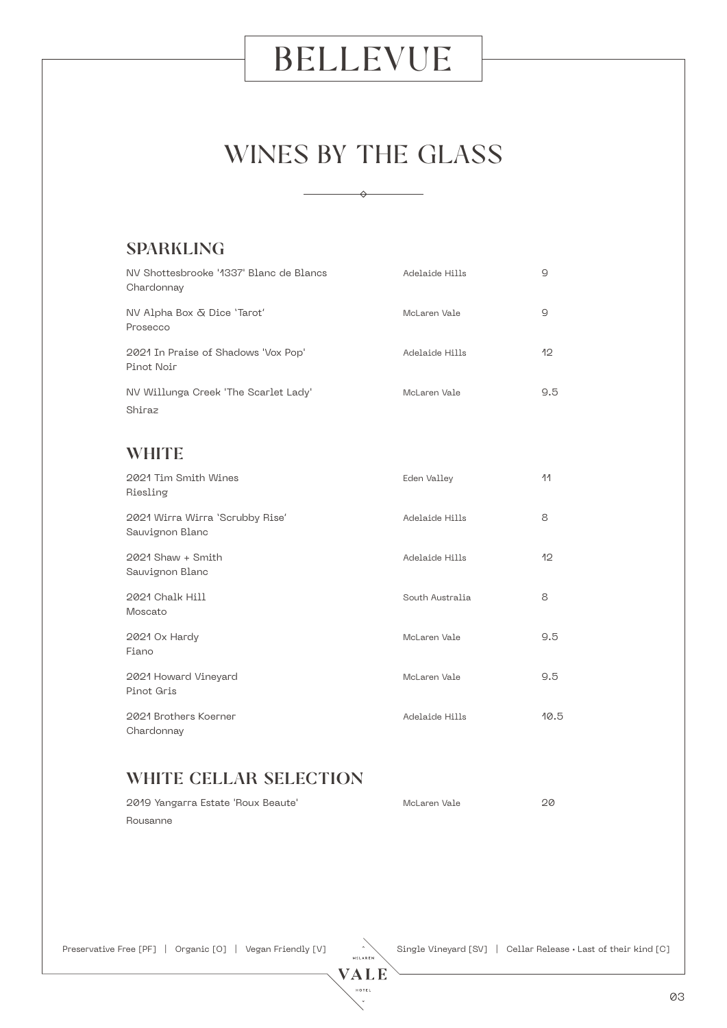# BELLEVUE

## WINES BY THE GLASS

### SPARKLING

| Wine | Region | Price |
|---|---|---|
| NV Shottesbrooke '1337' Blanc de Blancs Chardonnay | Adelaide Hills | 9 |
| NV Alpha Box & Dice 'Tarot' Prosecco | McLaren Vale | 9 |
| 2021 In Praise of Shadows 'Vox Pop' Pinot Noir | Adelaide Hills | 12 |
| NV Willunga Creek 'The Scarlet Lady' Shiraz | McLaren Vale | 9.5 |

### WHITE

| Wine | Region | Price |
|---|---|---|
| 2021 Tim Smith Wines Riesling | Eden Valley | 11 |
| 2021 Wirra Wirra 'Scrubby Rise' Sauvignon Blanc | Adelaide Hills | 8 |
| 2021 Shaw + Smith Sauvignon Blanc | Adelaide Hills | 12 |
| 2021 Chalk Hill Moscato | South Australia | 8 |
| 2021 Ox Hardy Fiano | McLaren Vale | 9.5 |
| 2021 Howard Vineyard Pinot Gris | McLaren Vale | 9.5 |
| 2021 Brothers Koerner Chardonnay | Adelaide Hills | 10.5 |

### WHITE CELLAR SELECTION

| Wine | Region | Price |
|---|---|---|
| 2019 Yangarra Estate 'Roux Beaute' Rousanne | McLaren Vale | 20 |

Preservative Free [PF] | Organic [O] | Vegan Friendly [V] | Single Vineyard [SV] | Cellar Release • Last of their kind [C]

McLAREN VALE HOTEL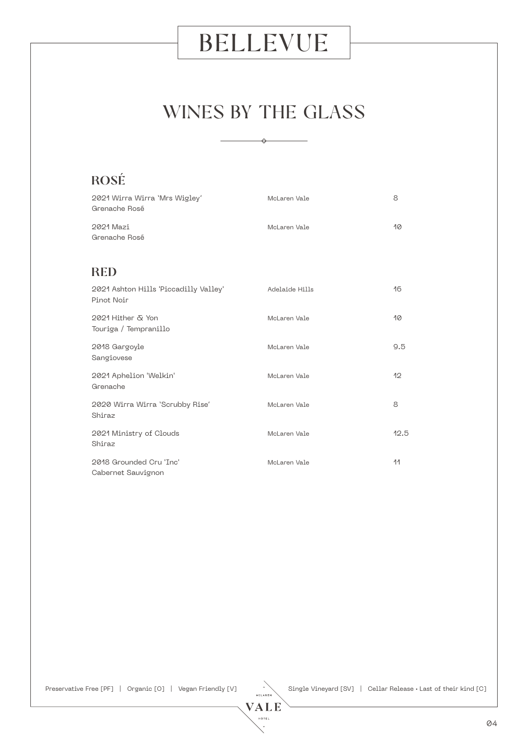# BELLEVUE

## WINES BY THE GLASS

### ROSÉ

| Wine | Region | Price |
|---|---|---|
| 2021 Wirra Wirra 'Mrs Wigley' Grenache Rosé | McLaren Vale | 8 |
| 2021 Mazi Grenache Rosé | McLaren Vale | 10 |

### RED

| Wine | Region | Price |
|---|---|---|
| 2021 Ashton Hills 'Piccadilly Valley' Pinot Noir | Adelaide Hills | 16 |
| 2021 Hither & Yon Touriga / Tempranillo | McLaren Vale | 10 |
| 2018 Gargoyle Sangiovese | McLaren Vale | 9.5 |
| 2021 Aphelion 'Welkin' Grenache | McLaren Vale | 12 |
| 2020 Wirra Wirra 'Scrubby Rise' Shiraz | McLaren Vale | 8 |
| 2021 Ministry of Clouds Shiraz | McLaren Vale | 12.5 |
| 2018 Grounded Cru 'Inc' Cabernet Sauvignon | McLaren Vale | 11 |

Preservative Free [PF] | Organic [O] | Vegan Friendly [V] | Single Vineyard [SV] | Cellar Release • Last of their kind [C]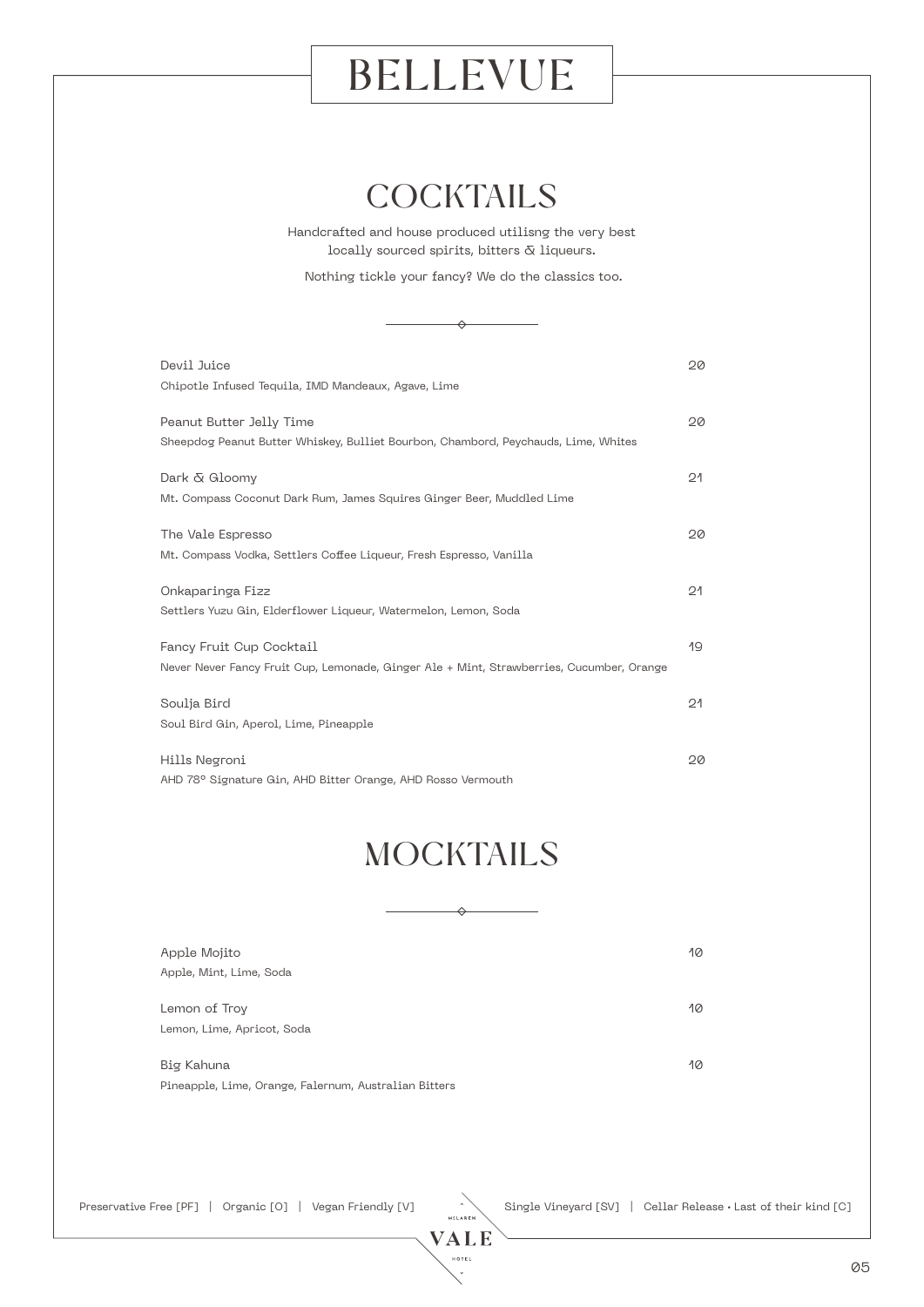# BELLEVUE

## COCKTAILS

Handcrafted and house produced utilisng the very best locally sourced spirits, bitters & liqueurs.

Nothing tickle your fancy? We do the classics too.

Devil Juice — 20
Chipotle Infused Tequila, IMD Mandeaux, Agave, Lime

Peanut Butter Jelly Time — 20
Sheepdog Peanut Butter Whiskey, Bulliet Bourbon, Chambord, Peychauds, Lime, Whites

Dark & Gloomy — 21
Mt. Compass Coconut Dark Rum, James Squires Ginger Beer, Muddled Lime

The Vale Espresso — 20
Mt. Compass Vodka, Settlers Coffee Liqueur, Fresh Espresso, Vanilla

Onkaparinga Fizz — 21
Settlers Yuzu Gin, Elderflower Liqueur, Watermelon, Lemon, Soda

Fancy Fruit Cup Cocktail — 19
Never Never Fancy Fruit Cup, Lemonade, Ginger Ale + Mint, Strawberries, Cucumber, Orange

Soulja Bird — 21
Soul Bird Gin, Aperol, Lime, Pineapple

Hills Negroni — 20
AHD 78° Signature Gin, AHD Bitter Orange, AHD Rosso Vermouth

## MOCKTAILS

Apple Mojito — 10
Apple, Mint, Lime, Soda

Lemon of Troy — 10
Lemon, Lime, Apricot, Soda

Big Kahuna — 10
Pineapple, Lime, Orange, Falernum, Australian Bitters

Preservative Free [PF] | Organic [O] | Vegan Friendly [V] | Single Vineyard [SV] | Cellar Release • Last of their kind [C]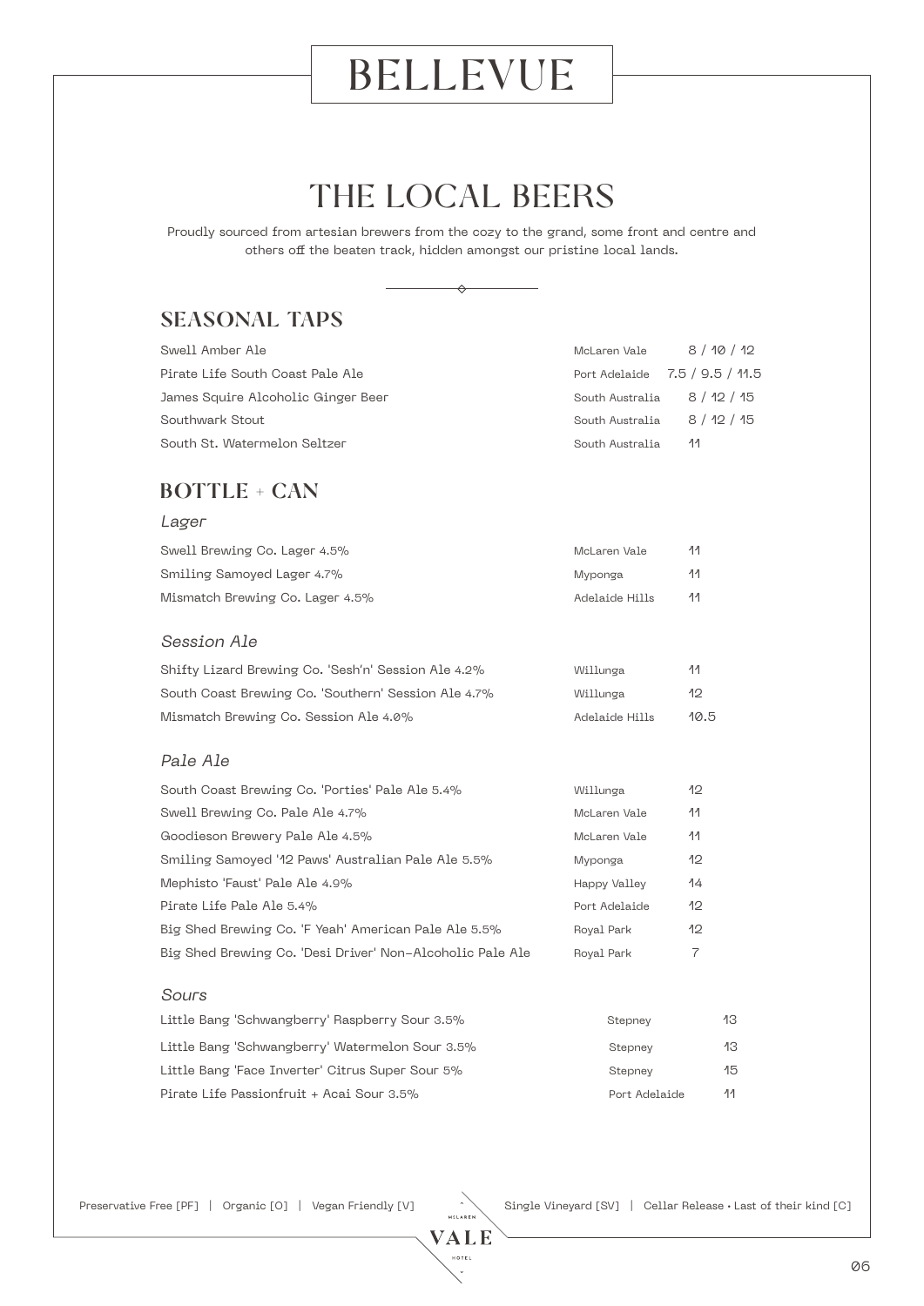# BELLEVUE

## THE LOCAL BEERS

Proudly sourced from artesian brewers from the cozy to the grand, some front and centre and others off the beaten track, hidden amongst our pristine local lands.

### SEASONAL TAPS

| | | |
|---|---|---|
| Swell Amber Ale | McLaren Vale | 8 / 10 / 12 |
| Pirate Life South Coast Pale Ale | Port Adelaide | 7.5 / 9.5 / 11.5 |
| James Squire Alcoholic Ginger Beer | South Australia | 8 / 12 / 15 |
| Southwark Stout | South Australia | 8 / 12 / 15 |
| South St. Watermelon Seltzer | South Australia | 11 |

### BOTTLE + CAN

*Lager*

| | | |
|---|---|---|
| Swell Brewing Co. Lager 4.5% | McLaren Vale | 11 |
| Smiling Samoyed Lager 4.7% | Myponga | 11 |
| Mismatch Brewing Co. Lager 4.5% | Adelaide Hills | 11 |

*Session Ale*

| | | |
|---|---|---|
| Shifty Lizard Brewing Co. 'Sesh'n' Session Ale 4.2% | Willunga | 11 |
| South Coast Brewing Co. 'Southern' Session Ale 4.7% | Willunga | 12 |
| Mismatch Brewing Co. Session Ale 4.0% | Adelaide Hills | 10.5 |

*Pale Ale*

| | | |
|---|---|---|
| South Coast Brewing Co. 'Porties' Pale Ale 5.4% | Willunga | 12 |
| Swell Brewing Co. Pale Ale 4.7% | McLaren Vale | 11 |
| Goodieson Brewery Pale Ale 4.5% | McLaren Vale | 11 |
| Smiling Samoyed '12 Paws' Australian Pale Ale 5.5% | Myponga | 12 |
| Mephisto 'Faust' Pale Ale 4.9% | Happy Valley | 14 |
| Pirate Life Pale Ale 5.4% | Port Adelaide | 12 |
| Big Shed Brewing Co. 'F Yeah' American Pale Ale 5.5% | Royal Park | 12 |
| Big Shed Brewing Co. 'Desi Driver' Non-Alcoholic Pale Ale | Royal Park | 7 |

*Sours*

| | | |
|---|---|---|
| Little Bang 'Schwangberry' Raspberry Sour 3.5% | Stepney | 13 |
| Little Bang 'Schwangberry' Watermelon Sour 3.5% | Stepney | 13 |
| Little Bang 'Face Inverter' Citrus Super Sour 5% | Stepney | 15 |
| Pirate Life Passionfruit + Acai Sour 3.5% | Port Adelaide | 11 |

Preservative Free [PF] | Organic [O] | Vegan Friendly [V] | Single Vineyard [SV] | Cellar Release • Last of their kind [C]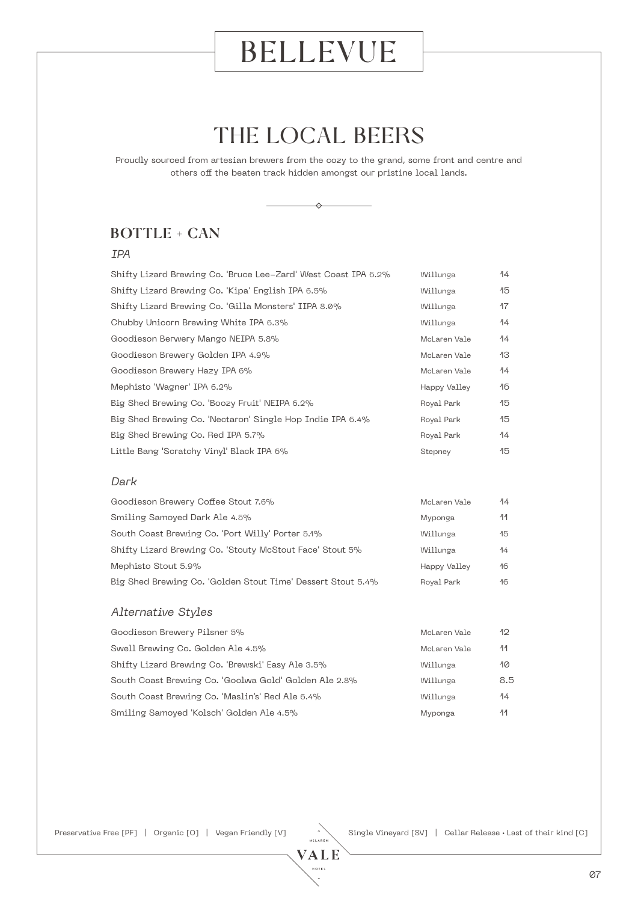# BELLEVUE

## THE LOCAL BEERS

Proudly sourced from artesian brewers from the cozy to the grand, some front and centre and others off the beaten track hidden amongst our pristine local lands.

### BOTTLE + CAN

*IPA*

| | | |
|---|---|---|
| Shifty Lizard Brewing Co. 'Bruce Lee-Zard' West Coast IPA 6.2% | Willunga | 14 |
| Shifty Lizard Brewing Co. 'Kipa' English IPA 6.5% | Willunga | 15 |
| Shifty Lizard Brewing Co. 'Gilla Monsters' IIPA 8.0% | Willunga | 17 |
| Chubby Unicorn Brewing White IPA 6.3% | Willunga | 14 |
| Goodieson Berwery Mango NEIPA 5.8% | McLaren Vale | 14 |
| Goodieson Brewery Golden IPA 4.9% | McLaren Vale | 13 |
| Goodieson Brewery Hazy IPA 6% | McLaren Vale | 14 |
| Mephisto 'Wagner' IPA 6.2% | Happy Valley | 16 |
| Big Shed Brewing Co. 'Boozy Fruit' NEIPA 6.2% | Royal Park | 15 |
| Big Shed Brewing Co. 'Nectaron' Single Hop Indie IPA 6.4% | Royal Park | 15 |
| Big Shed Brewing Co. Red IPA 5.7% | Royal Park | 14 |
| Little Bang 'Scratchy Vinyl' Black IPA 6% | Stepney | 15 |

*Dark*

| | | |
|---|---|---|
| Goodieson Brewery Coffee Stout 7.6% | McLaren Vale | 14 |
| Smiling Samoyed Dark Ale 4.5% | Myponga | 11 |
| South Coast Brewing Co. 'Port Willy' Porter 5.1% | Willunga | 15 |
| Shifty Lizard Brewing Co. 'Stouty McStout Face' Stout 5% | Willunga | 14 |
| Mephisto Stout 5.9% | Happy Valley | 16 |
| Big Shed Brewing Co. 'Golden Stout Time' Dessert Stout 5.4% | Royal Park | 16 |

*Alternative Styles*

| | | |
|---|---|---|
| Goodieson Brewery Pilsner 5% | McLaren Vale | 12 |
| Swell Brewing Co. Golden Ale 4.5% | McLaren Vale | 11 |
| Shifty Lizard Brewing Co. 'Brewski' Easy Ale 3.5% | Willunga | 10 |
| South Coast Brewing Co. 'Goolwa Gold' Golden Ale 2.8% | Willunga | 8.5 |
| South Coast Brewing Co. 'Maslin's' Red Ale 6.4% | Willunga | 14 |
| Smiling Samoyed 'Kolsch' Golden Ale 4.5% | Myponga | 11 |

Preservative Free [PF] | Organic [O] | Vegan Friendly [V] | Single Vineyard [SV] | Cellar Release • Last of their kind [C]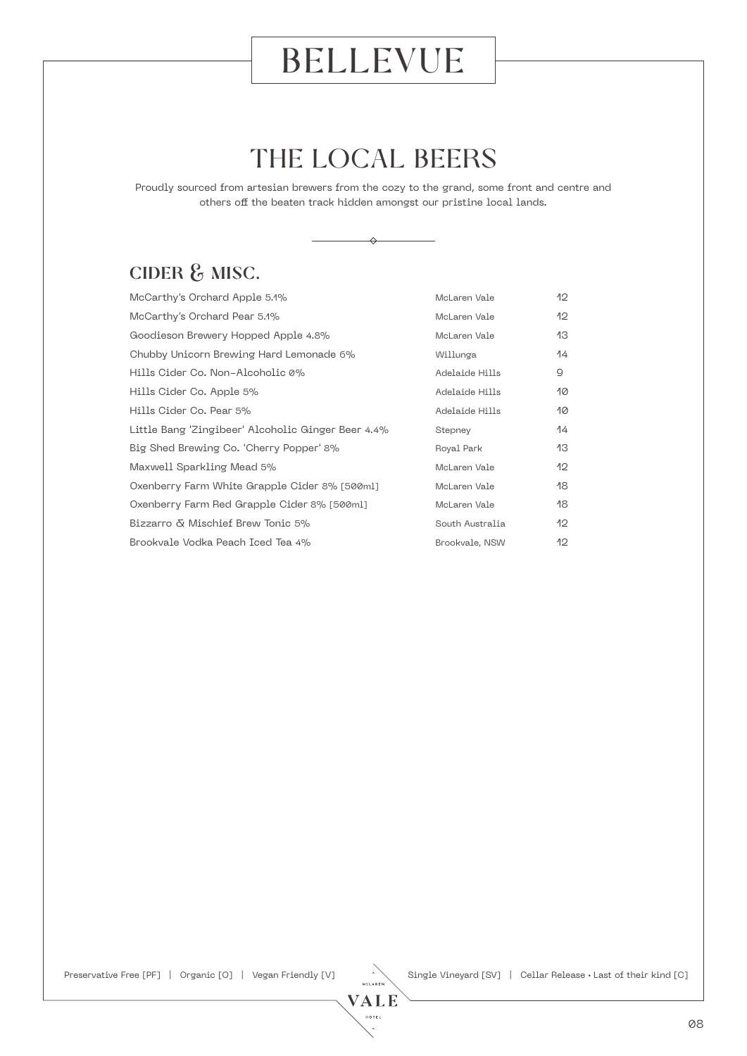# BELLEVUE

## THE LOCAL BEERS

Proudly sourced from artesian brewers from the cozy to the grand, some front and centre and others off the beaten track hidden amongst our pristine local lands.

### CIDER & MISC.

| | | |
|---|---|---|
| McCarthy's Orchard Apple 5.1% | McLaren Vale | 12 |
| McCarthy's Orchard Pear 5.1% | McLaren Vale | 12 |
| Goodieson Brewery Hopped Apple 4.8% | McLaren Vale | 13 |
| Chubby Unicorn Brewing Hard Lemonade 6% | Willunga | 14 |
| Hills Cider Co. Non-Alcoholic 0% | Adelaide Hills | 9 |
| Hills Cider Co. Apple 5% | Adelaide Hills | 10 |
| Hills Cider Co. Pear 5% | Adelaide Hills | 10 |
| Little Bang 'Zingibeer' Alcoholic Ginger Beer 4.4% | Stepney | 14 |
| Big Shed Brewing Co. 'Cherry Popper' 8% | Royal Park | 13 |
| Maxwell Sparkling Mead 5% | McLaren Vale | 12 |
| Oxenberry Farm White Grapple Cider 8% [500ml] | McLaren Vale | 18 |
| Oxenberry Farm Red Grapple Cider 8% [500ml] | McLaren Vale | 18 |
| Bizzarro & Mischief Brew Tonic 5% | South Australia | 12 |
| Brookvale Vodka Peach Iced Tea 4% | Brookvale, NSW | 12 |

Preservative Free [PF] | Organic [O] | Vegan Friendly [V] | Single Vineyard [SV] | Cellar Release • Last of their kind [C]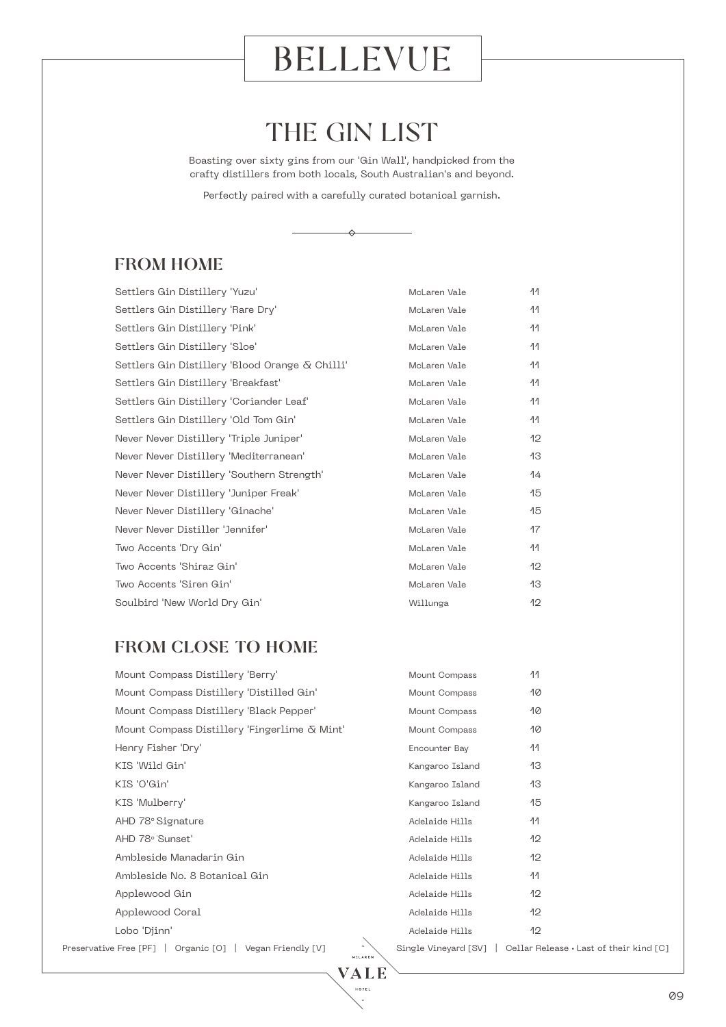# BELLEVUE

## THE GIN LIST

Boasting over sixty gins from our 'Gin Wall', handpicked from the crafty distillers from both locals, South Australian's and beyond.

Perfectly paired with a carefully curated botanical garnish.

### FROM HOME

| Gin | Region | Price |
|---|---|---|
| Settlers Gin Distillery 'Yuzu' | McLaren Vale | 11 |
| Settlers Gin Distillery 'Rare Dry' | McLaren Vale | 11 |
| Settlers Gin Distillery 'Pink' | McLaren Vale | 11 |
| Settlers Gin Distillery 'Sloe' | McLaren Vale | 11 |
| Settlers Gin Distillery 'Blood Orange & Chilli' | McLaren Vale | 11 |
| Settlers Gin Distillery 'Breakfast' | McLaren Vale | 11 |
| Settlers Gin Distillery 'Coriander Leaf' | McLaren Vale | 11 |
| Settlers Gin Distillery 'Old Tom Gin' | McLaren Vale | 11 |
| Never Never Distillery 'Triple Juniper' | McLaren Vale | 12 |
| Never Never Distillery 'Mediterranean' | McLaren Vale | 13 |
| Never Never Distillery 'Southern Strength' | McLaren Vale | 14 |
| Never Never Distillery 'Juniper Freak' | McLaren Vale | 15 |
| Never Never Distillery 'Ginache' | McLaren Vale | 15 |
| Never Never Distiller 'Jennifer' | McLaren Vale | 17 |
| Two Accents 'Dry Gin' | McLaren Vale | 11 |
| Two Accents 'Shiraz Gin' | McLaren Vale | 12 |
| Two Accents 'Siren Gin' | McLaren Vale | 13 |
| Soulbird 'New World Dry Gin' | Willunga | 12 |

### FROM CLOSE TO HOME

| Gin | Region | Price |
|---|---|---|
| Mount Compass Distillery 'Berry' | Mount Compass | 11 |
| Mount Compass Distillery 'Distilled Gin' | Mount Compass | 10 |
| Mount Compass Distillery 'Black Pepper' | Mount Compass | 10 |
| Mount Compass Distillery 'Fingerlime & Mint' | Mount Compass | 10 |
| Henry Fisher 'Dry' | Encounter Bay | 11 |
| KIS 'Wild Gin' | Kangaroo Island | 13 |
| KIS 'O'Gin' | Kangaroo Island | 13 |
| KIS 'Mulberry' | Kangaroo Island | 15 |
| AHD 78° Signature | Adelaide Hills | 11 |
| AHD 78° 'Sunset' | Adelaide Hills | 12 |
| Ambleside Manadarin Gin | Adelaide Hills | 12 |
| Ambleside No. 8 Botanical Gin | Adelaide Hills | 11 |
| Applewood Gin | Adelaide Hills | 12 |
| Applewood Coral | Adelaide Hills | 12 |
| Lobo 'Djinn' | Adelaide Hills | 12 |

Preservative Free [PF] | Organic [O] | Vegan Friendly [V] | Single Vineyard [SV] | Cellar Release • Last of their kind [C]

McLAREN VALE HOTEL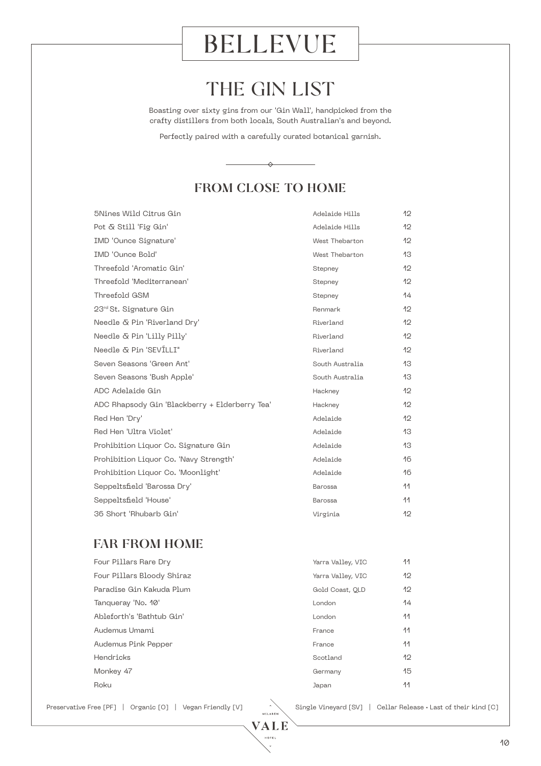# BELLEVUE

## THE GIN LIST

Boasting over sixty gins from our 'Gin Wall', handpicked from the crafty distillers from both locals, South Australian's and beyond.

Perfectly paired with a carefully curated botanical garnish.

### FROM CLOSE TO HOME

| | | |
|---|---|---|
| 5Nines Wild Citrus Gin | Adelaide Hills | 12 |
| Pot & Still 'Fig Gin' | Adelaide Hills | 12 |
| IMD 'Ounce Signature' | West Thebarton | 12 |
| IMD 'Ounce Bold' | West Thebarton | 13 |
| Threefold 'Aromatic Gin' | Stepney | 12 |
| Threefold 'Mediterranean' | Stepney | 12 |
| Threefold GSM | Stepney | 14 |
| 23rd St. Signature Gin | Renmark | 12 |
| Needle & Pin 'Riverland Dry' | Riverland | 12 |
| Needle & Pin 'Lilly Pilly' | Riverland | 12 |
| Needle & Pin 'SEVĪLLI" | Riverland | 12 |
| Seven Seasons 'Green Ant' | South Australia | 13 |
| Seven Seasons 'Bush Apple' | South Australia | 13 |
| ADC Adelaide Gin | Hackney | 12 |
| ADC Rhapsody Gin 'Blackberry + Elderberry Tea' | Hackney | 12 |
| Red Hen 'Dry' | Adelaide | 12 |
| Red Hen 'Ultra Violet' | Adelaide | 13 |
| Prohibition Liquor Co. Signature Gin | Adelaide | 13 |
| Prohibition Liquor Co. 'Navy Strength' | Adelaide | 16 |
| Prohibition Liquor Co. 'Moonlight' | Adelaide | 16 |
| Seppeltsfield 'Barossa Dry' | Barossa | 11 |
| Seppeltsfield 'House' | Barossa | 11 |
| 36 Short 'Rhubarb Gin' | Virginia | 12 |

### FAR FROM HOME

| | | |
|---|---|---|
| Four Pillars Rare Dry | Yarra Valley, VIC | 11 |
| Four Pillars Bloody Shiraz | Yarra Valley, VIC | 12 |
| Paradise Gin Kakuda Plum | Gold Coast, QLD | 12 |
| Tanqueray 'No. 10' | London | 14 |
| Ableforth's 'Bathtub Gin' | London | 11 |
| Audemus Umami | France | 11 |
| Audemus Pink Pepper | France | 11 |
| Hendricks | Scotland | 12 |
| Monkey 47 | Germany | 15 |
| Roku | Japan | 11 |

Preservative Free [PF] | Organic [O] | Vegan Friendly [V] | Single Vineyard [SV] | Cellar Release • Last of their kind [C]

McLAREN VALE HOTEL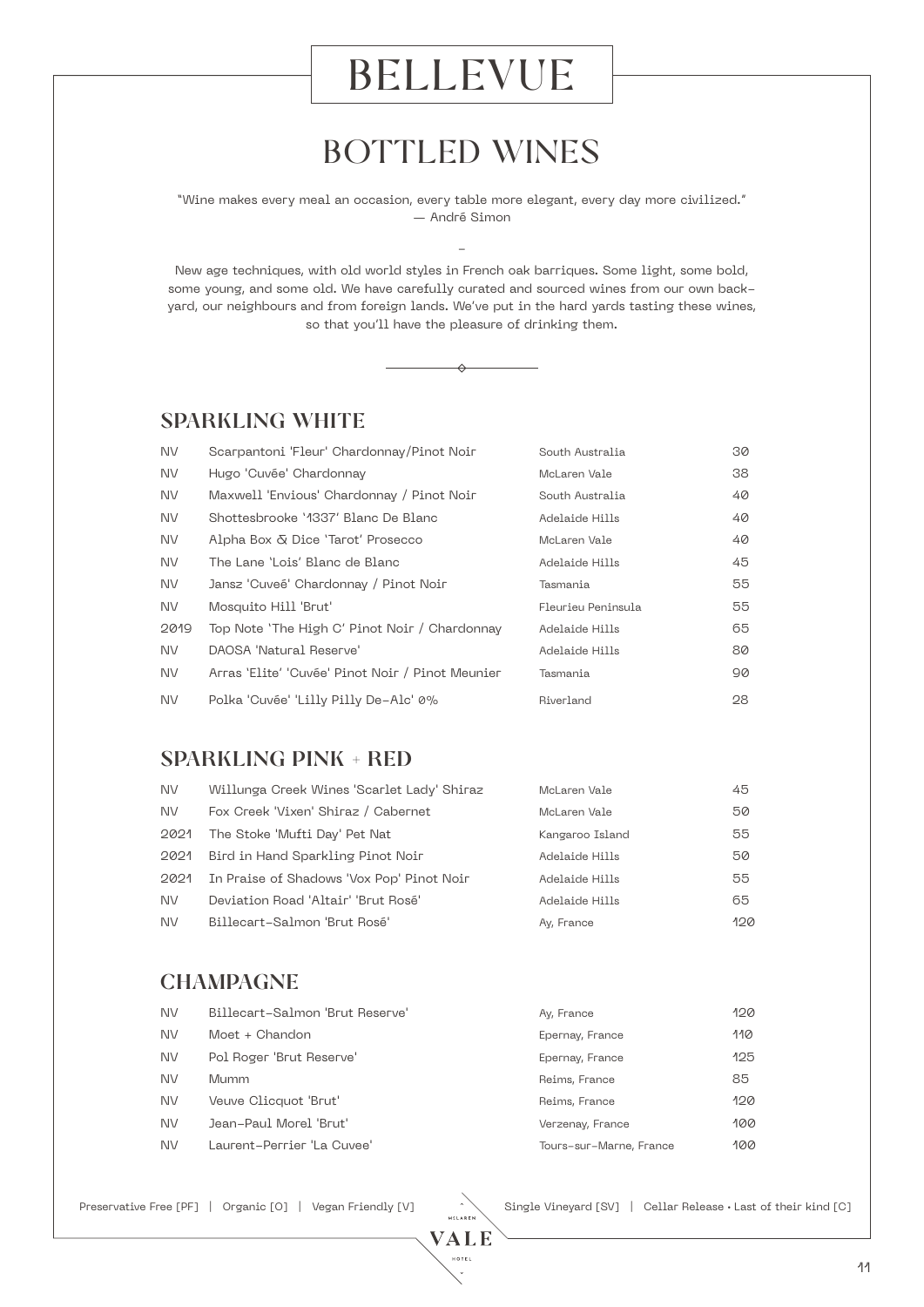# BELLEVUE

## BOTTLED WINES

"Wine makes every meal an occasion, every table more elegant, every day more civilized."
— André Simon

-

New age techniques, with old world styles in French oak barriques. Some light, some bold, some young, and some old. We have carefully curated and sourced wines from our own back-yard, our neighbours and from foreign lands. We've put in the hard yards tasting these wines, so that you'll have the pleasure of drinking them.

### SPARKLING WHITE

| | | | |
|---|---|---|---|
| NV | Scarpantoni 'Fleur' Chardonnay/Pinot Noir | South Australia | 30 |
| NV | Hugo 'Cuvée' Chardonnay | McLaren Vale | 38 |
| NV | Maxwell 'Envious' Chardonnay / Pinot Noir | South Australia | 40 |
| NV | Shottesbrooke '1337' Blanc De Blanc | Adelaide Hills | 40 |
| NV | Alpha Box & Dice 'Tarot' Prosecco | McLaren Vale | 40 |
| NV | The Lane 'Lois' Blanc de Blanc | Adelaide Hills | 45 |
| NV | Jansz 'Cuveé' Chardonnay / Pinot Noir | Tasmania | 55 |
| NV | Mosquito Hill 'Brut' | Fleurieu Peninsula | 55 |
| 2019 | Top Note 'The High C' Pinot Noir / Chardonnay | Adelaide Hills | 65 |
| NV | DAOSA 'Natural Reserve' | Adelaide Hills | 80 |
| NV | Arras 'Elite' 'Cuvée' Pinot Noir / Pinot Meunier | Tasmania | 90 |
| NV | Polka 'Cuvée' 'Lilly Pilly De-Alc' 0% | Riverland | 28 |

### SPARKLING PINK + RED

| | | | |
|---|---|---|---|
| NV | Willunga Creek Wines 'Scarlet Lady' Shiraz | McLaren Vale | 45 |
| NV | Fox Creek 'Vixen' Shiraz / Cabernet | McLaren Vale | 50 |
| 2021 | The Stoke 'Mufti Day' Pet Nat | Kangaroo Island | 55 |
| 2021 | Bird in Hand Sparkling Pinot Noir | Adelaide Hills | 50 |
| 2021 | In Praise of Shadows 'Vox Pop' Pinot Noir | Adelaide Hills | 55 |
| NV | Deviation Road 'Altair' 'Brut Rosé' | Adelaide Hills | 65 |
| NV | Billecart-Salmon 'Brut Rosé' | Ay, France | 120 |

### CHAMPAGNE

| | | | |
|---|---|---|---|
| NV | Billecart-Salmon 'Brut Reserve' | Ay, France | 120 |
| NV | Moet + Chandon | Epernay, France | 110 |
| NV | Pol Roger 'Brut Reserve' | Epernay, France | 125 |
| NV | Mumm | Reims, France | 85 |
| NV | Veuve Clicquot 'Brut' | Reims, France | 120 |
| NV | Jean-Paul Morel 'Brut' | Verzenay, France | 100 |
| NV | Laurent-Perrier 'La Cuvee' | Tours-sur-Marne, France | 100 |

Preservative Free [PF] | Organic [O] | Vegan Friendly [V] | Single Vineyard [SV] | Cellar Release • Last of their kind [C]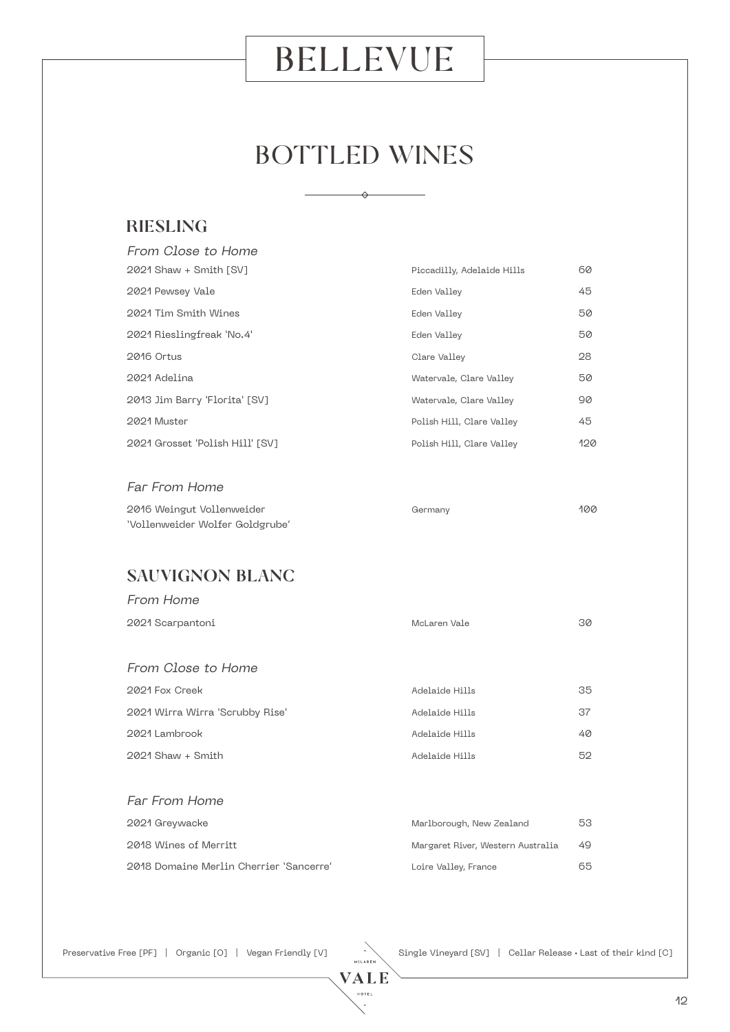# BELLEVUE

## BOTTLED WINES

### RIESLING

*From Close to Home*

| Wine | Region | Price |
|---|---|---|
| 2021 Shaw + Smith [SV] | Piccadilly, Adelaide Hills | 60 |
| 2021 Pewsey Vale | Eden Valley | 45 |
| 2021 Tim Smith Wines | Eden Valley | 50 |
| 2021 Rieslingfreak 'No.4' | Eden Valley | 50 |
| 2016 Ortus | Clare Valley | 28 |
| 2021 Adelina | Watervale, Clare Valley | 50 |
| 2013 Jim Barry 'Florita' [SV] | Watervale, Clare Valley | 90 |
| 2021 Muster | Polish Hill, Clare Valley | 45 |
| 2021 Grosset 'Polish Hill' [SV] | Polish Hill, Clare Valley | 120 |

*Far From Home*

| Wine | Region | Price |
|---|---|---|
| 2016 Weingut Vollenweider 'Vollenweider Wolfer Goldgrube' | Germany | 100 |

### SAUVIGNON BLANC

*From Home*

| Wine | Region | Price |
|---|---|---|
| 2021 Scarpantoni | McLaren Vale | 30 |

*From Close to Home*

| Wine | Region | Price |
|---|---|---|
| 2021 Fox Creek | Adelaide Hills | 35 |
| 2021 Wirra Wirra 'Scrubby Rise' | Adelaide Hills | 37 |
| 2021 Lambrook | Adelaide Hills | 40 |
| 2021 Shaw + Smith | Adelaide Hills | 52 |

*Far From Home*

| Wine | Region | Price |
|---|---|---|
| 2021 Greywacke | Marlborough, New Zealand | 53 |
| 2018 Wines of Merritt | Margaret River, Western Australia | 49 |
| 2018 Domaine Merlin Cherrier 'Sancerre' | Loire Valley, France | 65 |

Preservative Free [PF] | Organic [O] | Vegan Friendly [V] | Single Vineyard [SV] | Cellar Release • Last of their kind [C]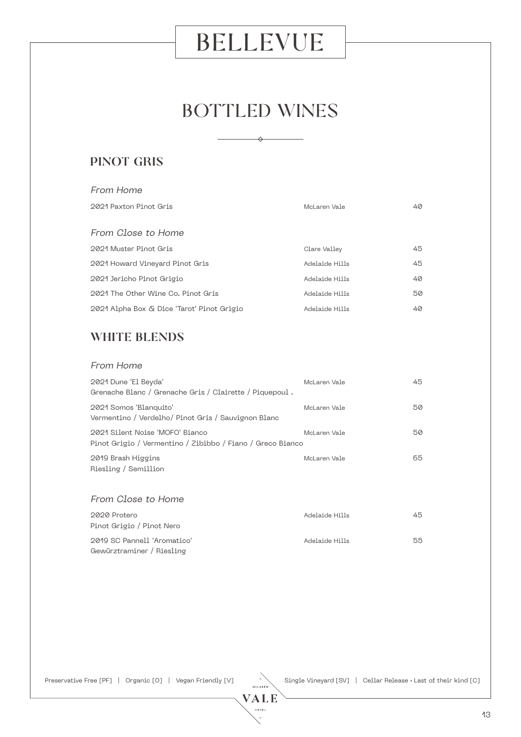# BELLEVUE

## BOTTLED WINES

### PINOT GRIS

*From Home*

| | | |
|---|---|---|
| 2021 Paxton Pinot Gris | McLaren Vale | 40 |

*From Close to Home*

| | | |
|---|---|---|
| 2021 Muster Pinot Gris | Clare Valley | 45 |
| 2021 Howard Vineyard Pinot Gris | Adelaide Hills | 45 |
| 2021 Jericho Pinot Grigio | Adelaide Hills | 40 |
| 2021 The Other Wine Co. Pinot Gris | Adelaide Hills | 50 |
| 2021 Alpha Box & Dice 'Tarot' Pinot Grigio | Adelaide Hills | 40 |

### WHITE BLENDS

*From Home*

| | | |
|---|---|---|
| 2021 Dune 'El Beyda'<br>Grenache Blanc / Grenache Gris / Clairette / Piquepoul . | McLaren Vale | 45 |
| 2021 Somos 'Blanquito'<br>Vermentino / Verdelho/ Pinot Gris / Sauvignon Blanc | McLaren Vale | 50 |
| 2021 Silent Noise 'MOFO' Bianco<br>Pinot Grigio / Vermentino / Zibibbo / Fiano / Greco Bianco | McLaren Vale | 50 |
| 2019 Brash Higgins<br>Riesling / Semillion | McLaren Vale | 65 |

*From Close to Home*

| | | |
|---|---|---|
| 2020 Protero<br>Pinot Grigio / Pinot Nero | Adelaide Hills | 45 |
| 2019 SC Pannell 'Aromatico'<br>Gewürztraminer / Riesling | Adelaide Hills | 55 |

Preservative Free [PF] | Organic [O] | Vegan Friendly [V] | Single Vineyard [SV] | Cellar Release • Last of their kind [C]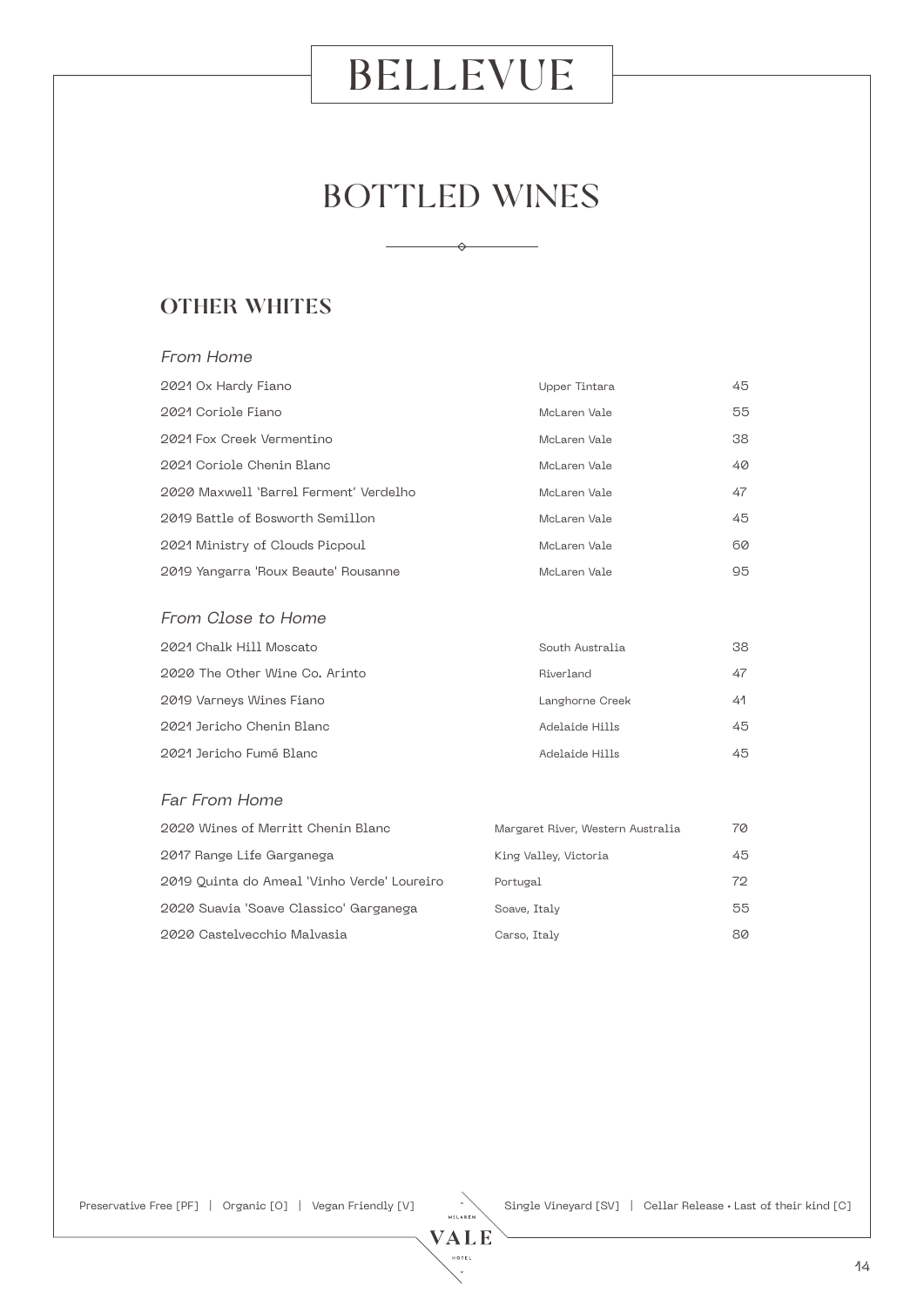# BELLEVUE

## BOTTLED WINES

### OTHER WHITES

*From Home*

| | | |
|---|---|---|
| 2021 Ox Hardy Fiano | Upper Tintara | 45 |
| 2021 Coriole Fiano | McLaren Vale | 55 |
| 2021 Fox Creek Vermentino | McLaren Vale | 38 |
| 2021 Coriole Chenin Blanc | McLaren Vale | 40 |
| 2020 Maxwell 'Barrel Ferment' Verdelho | McLaren Vale | 47 |
| 2019 Battle of Bosworth Semillon | McLaren Vale | 45 |
| 2021 Ministry of Clouds Picpoul | McLaren Vale | 60 |
| 2019 Yangarra 'Roux Beaute' Rousanne | McLaren Vale | 95 |

*From Close to Home*

| | | |
|---|---|---|
| 2021 Chalk Hill Moscato | South Australia | 38 |
| 2020 The Other Wine Co. Arinto | Riverland | 47 |
| 2019 Varneys Wines Fiano | Langhorne Creek | 41 |
| 2021 Jericho Chenin Blanc | Adelaide Hills | 45 |
| 2021 Jericho Fumé Blanc | Adelaide Hills | 45 |

*Far From Home*

| | | |
|---|---|---|
| 2020 Wines of Merritt Chenin Blanc | Margaret River, Western Australia | 70 |
| 2017 Range Life Garganega | King Valley, Victoria | 45 |
| 2019 Quinta do Ameal 'Vinho Verde' Loureiro | Portugal | 72 |
| 2020 Suavia 'Soave Classico' Garganega | Soave, Italy | 55 |
| 2020 Castelvecchio Malvasia | Carso, Italy | 80 |

Preservative Free [PF] | Organic [O] | Vegan Friendly [V] | Single Vineyard [SV] | Cellar Release • Last of their kind [C]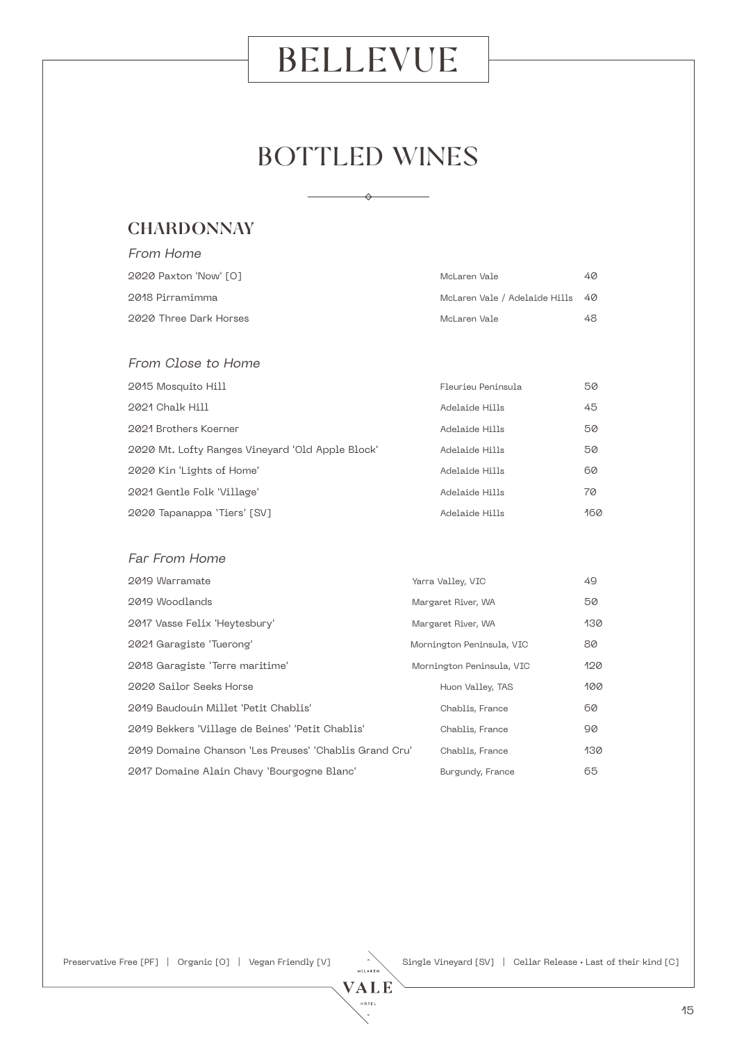# BELLEVUE

## BOTTLED WINES

### CHARDONNAY

*From Home*

| Wine | Region | Price |
|---|---|---|
| 2020 Paxton 'Now' [O] | McLaren Vale | 40 |
| 2018 Pirramimma | McLaren Vale / Adelaide Hills | 40 |
| 2020 Three Dark Horses | McLaren Vale | 48 |

*From Close to Home*

| Wine | Region | Price |
|---|---|---|
| 2015 Mosquito Hill | Fleurieu Peninsula | 50 |
| 2021 Chalk Hill | Adelaide Hills | 45 |
| 2021 Brothers Koerner | Adelaide Hills | 50 |
| 2020 Mt. Lofty Ranges Vineyard 'Old Apple Block' | Adelaide Hills | 50 |
| 2020 Kin 'Lights of Home' | Adelaide Hills | 60 |
| 2021 Gentle Folk 'Village' | Adelaide Hills | 70 |
| 2020 Tapanappa 'Tiers' [SV] | Adelaide Hills | 160 |

*Far From Home*

| Wine | Region | Price |
|---|---|---|
| 2019 Warramate | Yarra Valley, VIC | 49 |
| 2019 Woodlands | Margaret River, WA | 50 |
| 2017 Vasse Felix 'Heytesbury' | Margaret River, WA | 130 |
| 2021 Garagiste 'Tuerong' | Mornington Peninsula, VIC | 80 |
| 2018 Garagiste 'Terre maritime' | Mornington Peninsula, VIC | 120 |
| 2020 Sailor Seeks Horse | Huon Valley, TAS | 100 |
| 2019 Baudouin Millet 'Petit Chablis' | Chablis, France | 60 |
| 2019 Bekkers 'Village de Beines' 'Petit Chablis' | Chablis, France | 90 |
| 2019 Domaine Chanson 'Les Preuses' 'Chablis Grand Cru' | Chablis, France | 130 |
| 2017 Domaine Alain Chavy 'Bourgogne Blanc' | Burgundy, France | 65 |

Preservative Free [PF] | Organic [O] | Vegan Friendly [V] | Single Vineyard [SV] | Cellar Release • Last of their kind [C]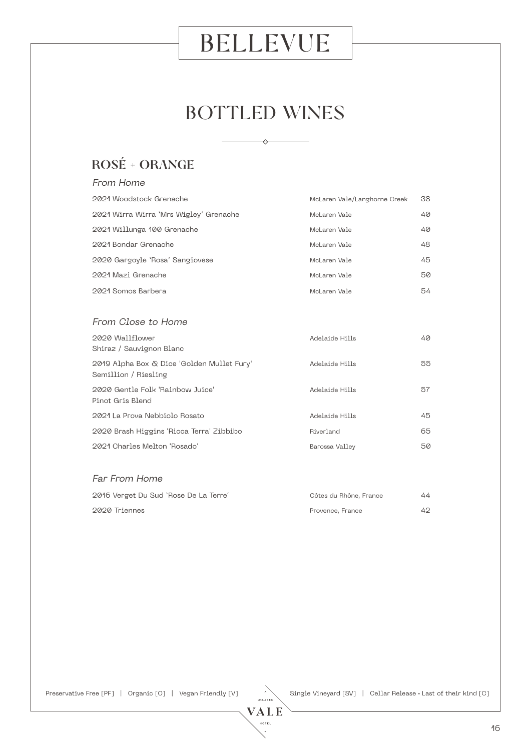# BELLEVUE

## BOTTLED WINES

### ROSÉ + ORANGE

*From Home*

| | | |
|---|---|---|
| 2021 Woodstock Grenache | McLaren Vale/Langhorne Creek | 38 |
| 2021 Wirra Wirra 'Mrs Wigley' Grenache | McLaren Vale | 40 |
| 2021 Willunga 100 Grenache | McLaren Vale | 40 |
| 2021 Bondar Grenache | McLaren Vale | 48 |
| 2020 Gargoyle 'Rosa' Sangiovese | McLaren Vale | 45 |
| 2021 Mazi Grenache | McLaren Vale | 50 |
| 2021 Somos Barbera | McLaren Vale | 54 |

*From Close to Home*

| | | |
|---|---|---|
| 2020 Wallflower Shiraz / Sauvignon Blanc | Adelaide Hills | 40 |
| 2019 Alpha Box & Dice 'Golden Mullet Fury' Semillion / Riesling | Adelaide Hills | 55 |
| 2020 Gentle Folk 'Rainbow Juice' Pinot Gris Blend | Adelaide Hills | 57 |
| 2021 La Prova Nebbiolo Rosato | Adelaide Hills | 45 |
| 2020 Brash Higgins 'Ricca Terra' Zibbibo | Riverland | 65 |
| 2021 Charles Melton 'Rosado' | Barossa Valley | 50 |

*Far From Home*

| | | |
|---|---|---|
| 2016 Verget Du Sud 'Rose De La Terre' | Côtes du Rhône, France | 44 |
| 2020 Triennes | Provence, France | 42 |

Preservative Free [PF] | Organic [O] | Vegan Friendly [V] | Single Vineyard [SV] | Cellar Release • Last of their kind [C]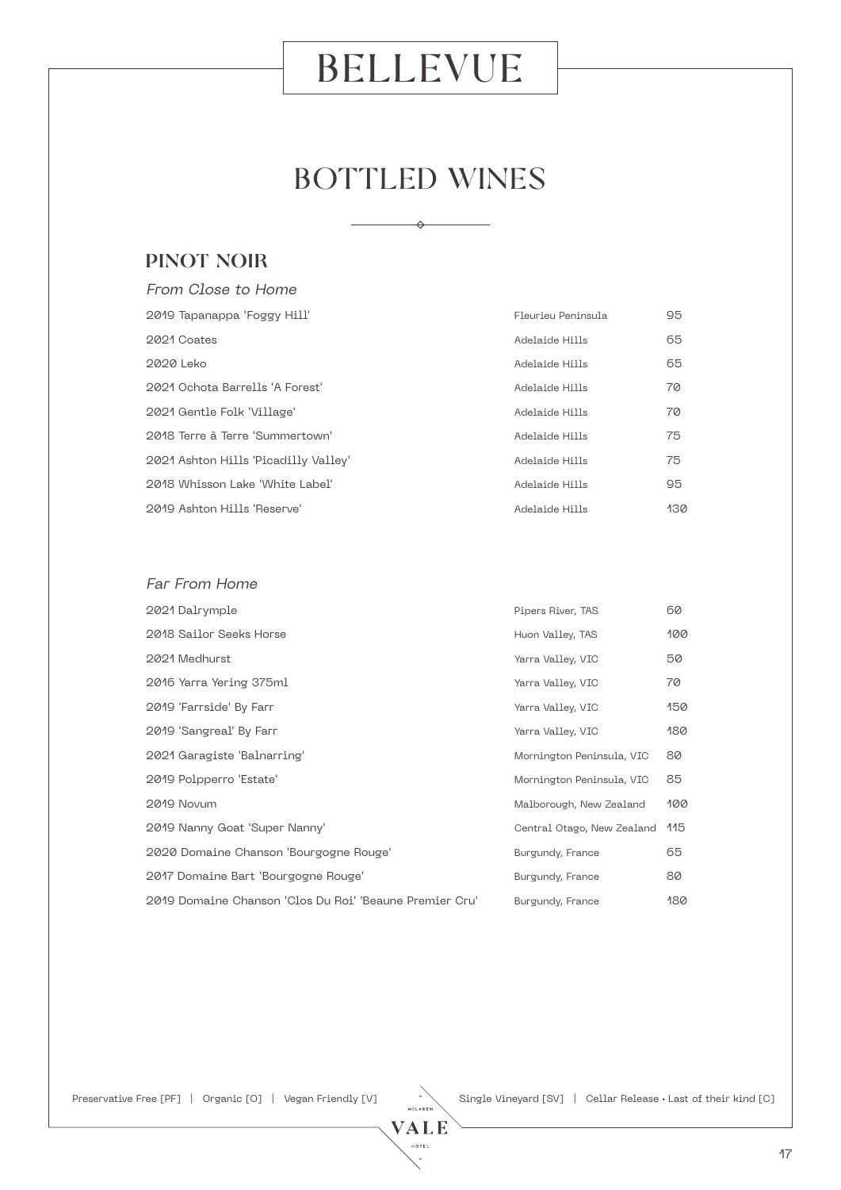# BELLEVUE

## BOTTLED WINES

### PINOT NOIR

*From Close to Home*

| Wine | Region | Price |
| --- | --- | --- |
| 2019 Tapanappa 'Foggy Hill' | Fleurieu Peninsula | 95 |
| 2021 Coates | Adelaide Hills | 65 |
| 2020 Leko | Adelaide Hills | 65 |
| 2021 Ochota Barrells 'A Forest' | Adelaide Hills | 70 |
| 2021 Gentle Folk 'Village' | Adelaide Hills | 70 |
| 2018 Terre à Terre 'Summertown' | Adelaide Hills | 75 |
| 2021 Ashton Hills 'Picadilly Valley' | Adelaide Hills | 75 |
| 2018 Whisson Lake 'White Label' | Adelaide Hills | 95 |
| 2019 Ashton Hills 'Reserve' | Adelaide Hills | 130 |

*Far From Home*

| Wine | Region | Price |
| --- | --- | --- |
| 2021 Dalrymple | Pipers River, TAS | 60 |
| 2018 Sailor Seeks Horse | Huon Valley, TAS | 100 |
| 2021 Medhurst | Yarra Valley, VIC | 50 |
| 2016 Yarra Yering 375ml | Yarra Valley, VIC | 70 |
| 2019 'Farrside' By Farr | Yarra Valley, VIC | 150 |
| 2019 'Sangreal' By Farr | Yarra Valley, VIC | 180 |
| 2021 Garagiste 'Balnarring' | Mornington Peninsula, VIC | 80 |
| 2019 Polpperro 'Estate' | Mornington Peninsula, VIC | 85 |
| 2019 Novum | Malborough, New Zealand | 100 |
| 2019 Nanny Goat 'Super Nanny' | Central Otago, New Zealand | 115 |
| 2020 Domaine Chanson 'Bourgogne Rouge' | Burgundy, France | 65 |
| 2017 Domaine Bart 'Bourgogne Rouge' | Burgundy, France | 80 |
| 2019 Domaine Chanson 'Clos Du Roi' 'Beaune Premier Cru' | Burgundy, France | 180 |

Preservative Free [PF] | Organic [O] | Vegan Friendly [V] | Single Vineyard [SV] | Cellar Release • Last of their kind [C]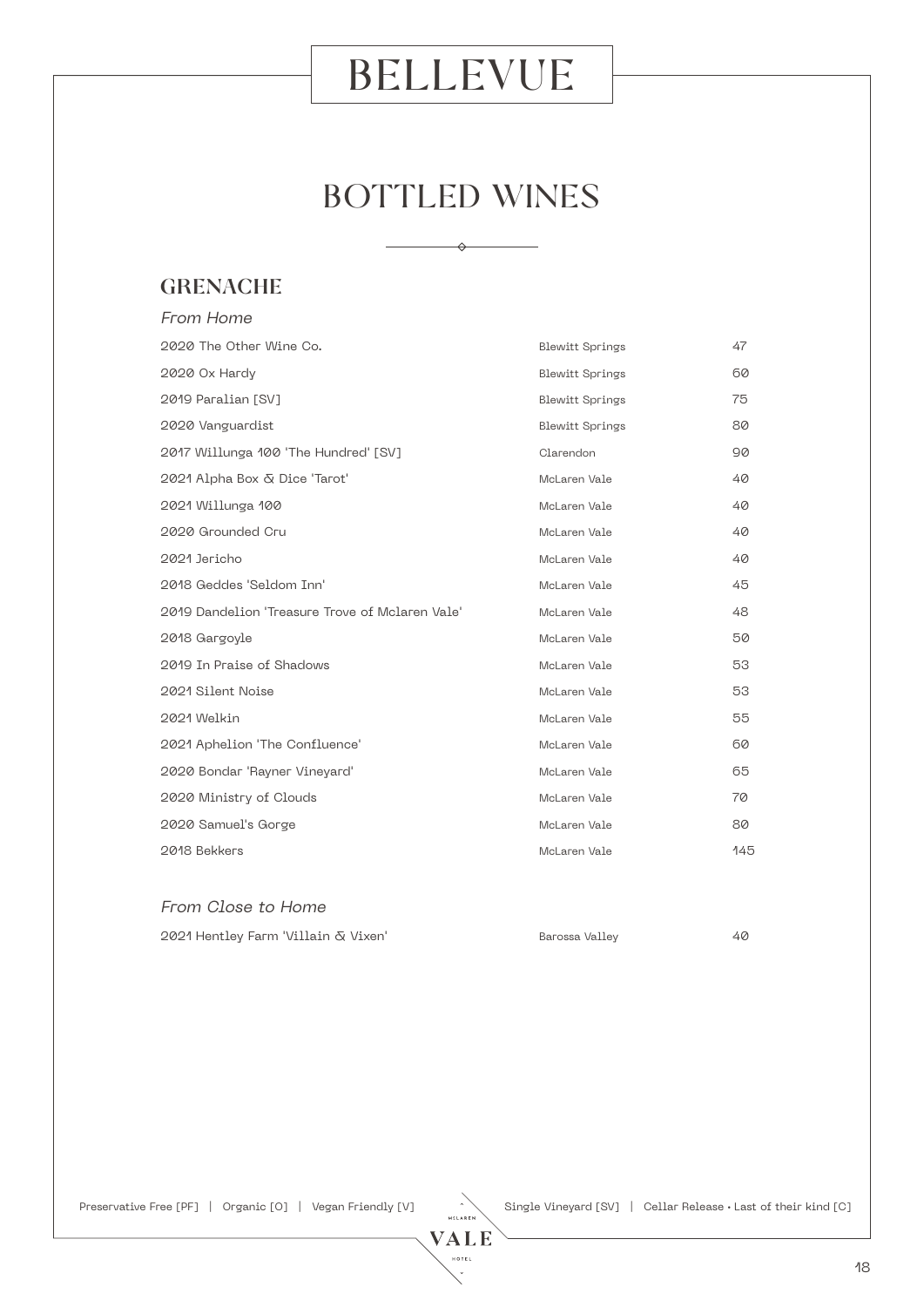# BELLEVUE

## BOTTLED WINES

### GRENACHE

*From Home*

| | | |
|---|---|---|
| 2020 The Other Wine Co. | Blewitt Springs | 47 |
| 2020 Ox Hardy | Blewitt Springs | 60 |
| 2019 Paralian [SV] | Blewitt Springs | 75 |
| 2020 Vanguardist | Blewitt Springs | 80 |
| 2017 Willunga 100 'The Hundred' [SV] | Clarendon | 90 |
| 2021 Alpha Box & Dice 'Tarot' | McLaren Vale | 40 |
| 2021 Willunga 100 | McLaren Vale | 40 |
| 2020 Grounded Cru | McLaren Vale | 40 |
| 2021 Jericho | McLaren Vale | 40 |
| 2018 Geddes 'Seldom Inn' | McLaren Vale | 45 |
| 2019 Dandelion 'Treasure Trove of Mclaren Vale' | McLaren Vale | 48 |
| 2018 Gargoyle | McLaren Vale | 50 |
| 2019 In Praise of Shadows | McLaren Vale | 53 |
| 2021 Silent Noise | McLaren Vale | 53 |
| 2021 Welkin | McLaren Vale | 55 |
| 2021 Aphelion 'The Confluence' | McLaren Vale | 60 |
| 2020 Bondar 'Rayner Vineyard' | McLaren Vale | 65 |
| 2020 Ministry of Clouds | McLaren Vale | 70 |
| 2020 Samuel's Gorge | McLaren Vale | 80 |
| 2018 Bekkers | McLaren Vale | 145 |

*From Close to Home*

| | | |
|---|---|---|
| 2021 Hentley Farm 'Villain & Vixen' | Barossa Valley | 40 |

Preservative Free [PF] | Organic [O] | Vegan Friendly [V] | Single Vineyard [SV] | Cellar Release • Last of their kind [C]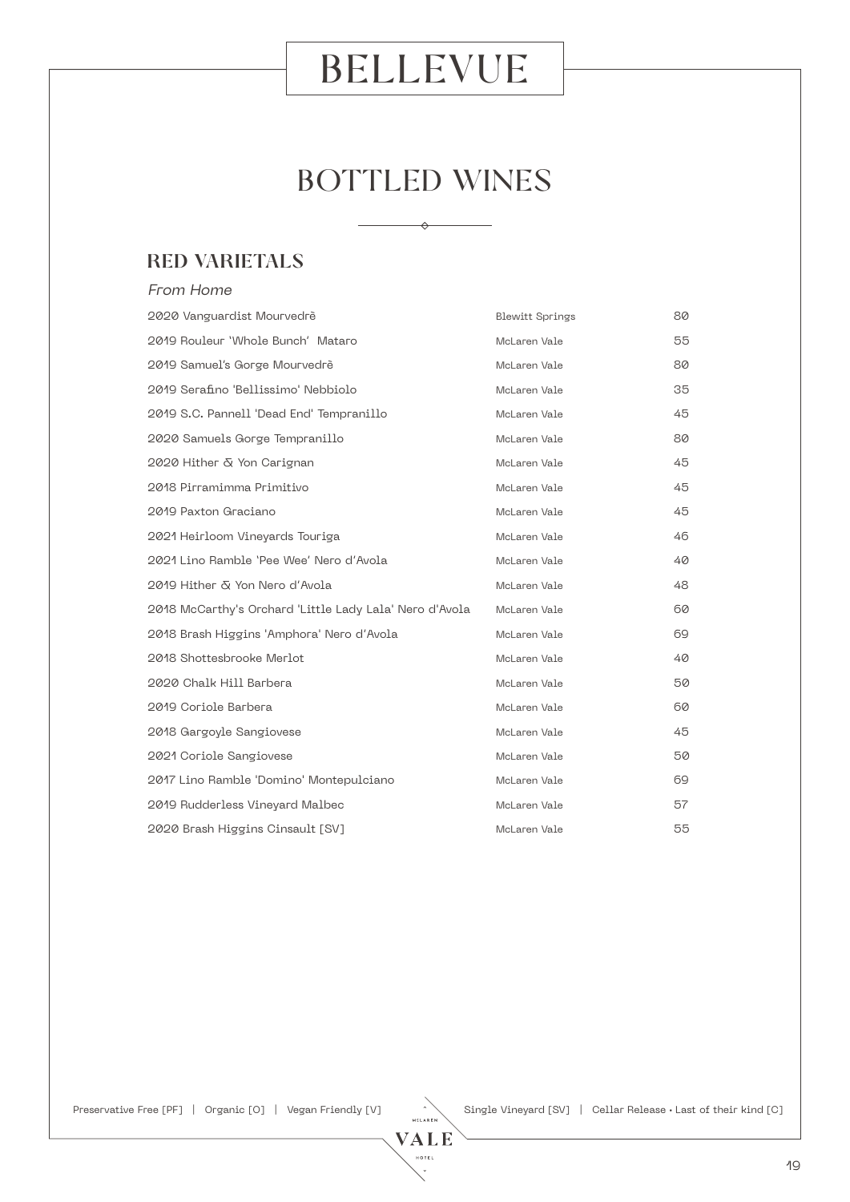# BELLEVUE

## BOTTLED WINES

### RED VARIETALS

*From Home*

| Wine | Region | Price |
| --- | --- | --- |
| 2020 Vanguardist Mourvedrē | Blewitt Springs | 80 |
| 2019 Rouleur 'Whole Bunch' Mataro | McLaren Vale | 55 |
| 2019 Samuel's Gorge Mourvedrē | McLaren Vale | 80 |
| 2019 Serafino 'Bellissimo' Nebbiolo | McLaren Vale | 35 |
| 2019 S.C. Pannell 'Dead End' Tempranillo | McLaren Vale | 45 |
| 2020 Samuels Gorge Tempranillo | McLaren Vale | 80 |
| 2020 Hither & Yon Carignan | McLaren Vale | 45 |
| 2018 Pirramimma Primitivo | McLaren Vale | 45 |
| 2019 Paxton Graciano | McLaren Vale | 45 |
| 2021 Heirloom Vineyards Touriga | McLaren Vale | 46 |
| 2021 Lino Ramble 'Pee Wee' Nero d'Avola | McLaren Vale | 40 |
| 2019 Hither & Yon Nero d'Avola | McLaren Vale | 48 |
| 2018 McCarthy's Orchard 'Little Lady Lala' Nero d'Avola | McLaren Vale | 60 |
| 2018 Brash Higgins 'Amphora' Nero d'Avola | McLaren Vale | 69 |
| 2018 Shottesbrooke Merlot | McLaren Vale | 40 |
| 2020 Chalk Hill Barbera | McLaren Vale | 50 |
| 2019 Coriole Barbera | McLaren Vale | 60 |
| 2018 Gargoyle Sangiovese | McLaren Vale | 45 |
| 2021 Coriole Sangiovese | McLaren Vale | 50 |
| 2017 Lino Ramble 'Domino' Montepulciano | McLaren Vale | 69 |
| 2019 Rudderless Vineyard Malbec | McLaren Vale | 57 |
| 2020 Brash Higgins Cinsault [SV] | McLaren Vale | 55 |

Preservative Free [PF] | Organic [O] | Vegan Friendly [V] | Single Vineyard [SV] | Cellar Release • Last of their kind [C]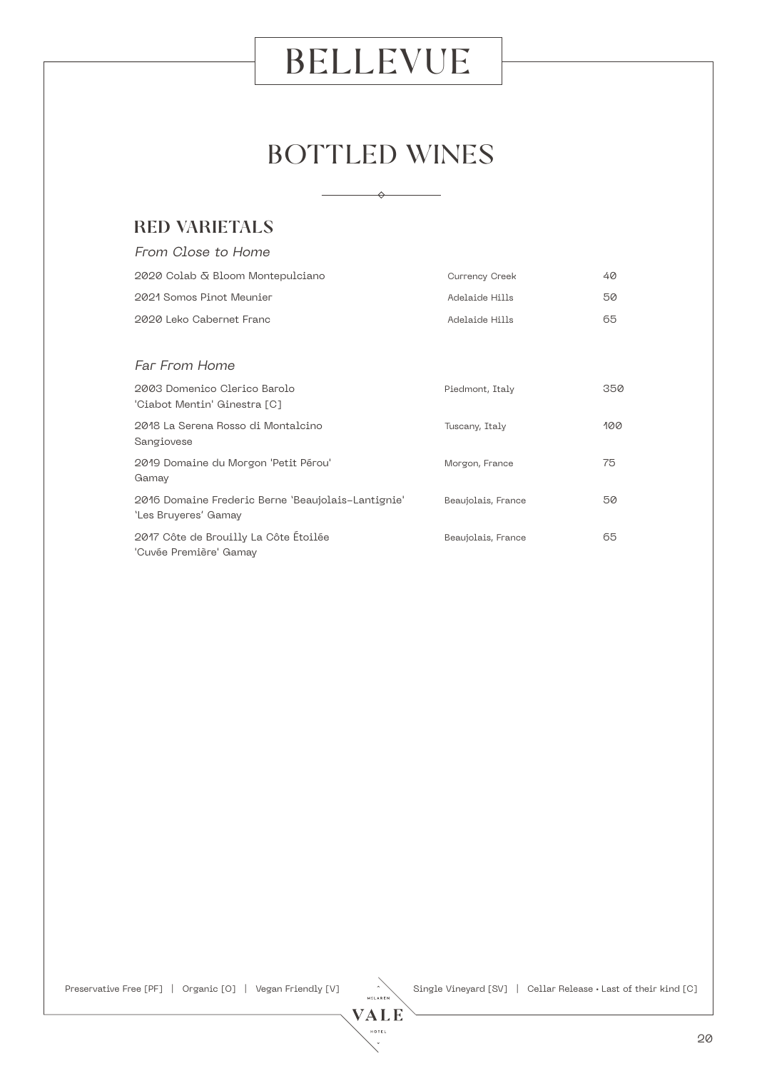# BELLEVUE

## BOTTLED WINES

### RED VARIETALS

*From Close to Home*

| Wine | Region | Price |
|---|---|---|
| 2020 Colab & Bloom Montepulciano | Currency Creek | 40 |
| 2021 Somos Pinot Meunier | Adelaide Hills | 50 |
| 2020 Leko Cabernet Franc | Adelaide Hills | 65 |

*Far From Home*

| Wine | Region | Price |
|---|---|---|
| 2003 Domenico Clerico Barolo 'Ciabot Mentin' Ginestra [C] | Piedmont, Italy | 350 |
| 2018 La Serena Rosso di Montalcino Sangiovese | Tuscany, Italy | 100 |
| 2019 Domaine du Morgon 'Petit Pérou' Gamay | Morgon, France | 75 |
| 2016 Domaine Frederic Berne 'Beaujolais-Lantignie' 'Les Bruyeres' Gamay | Beaujolais, France | 50 |
| 2017 Côte de Brouilly La Côte Étoilée 'Cuvée Première' Gamay | Beaujolais, France | 65 |

Preservative Free [PF] | Organic [O] | Vegan Friendly [V] | Single Vineyard [SV] | Cellar Release • Last of their kind [C]

McLaren Vale Hotel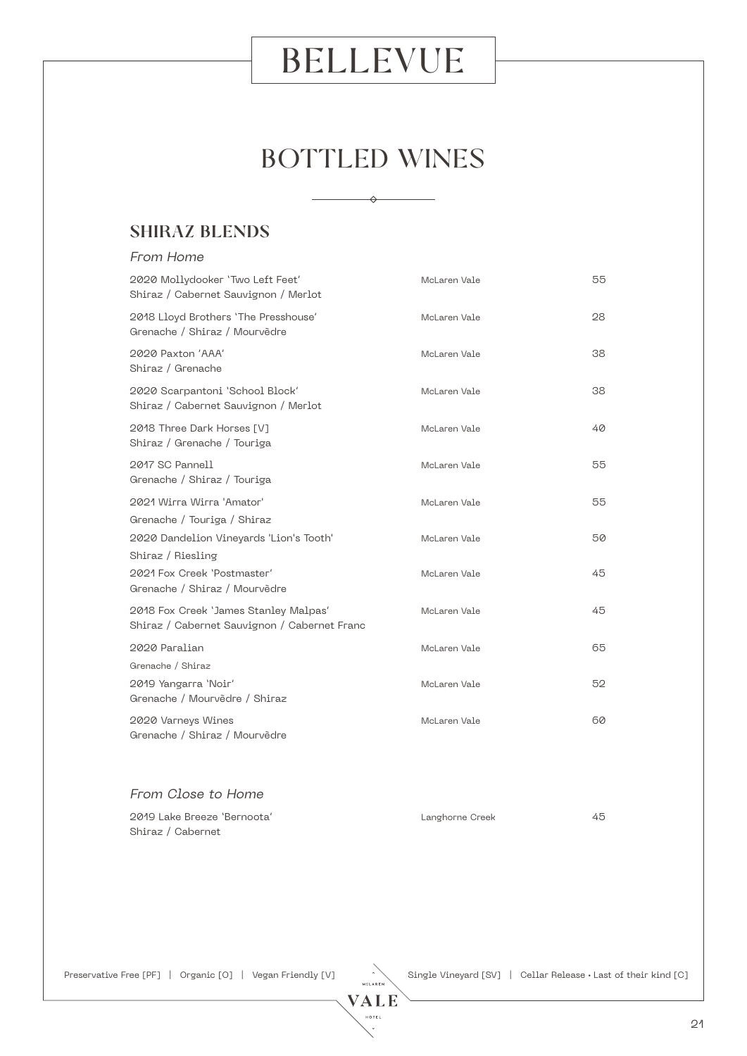# BELLEVUE

## BOTTLED WINES

### SHIRAZ BLENDS

*From Home*

| Wine | Region | Price |
| --- | --- | --- |
| 2020 Mollydooker 'Two Left Feet'<br>Shiraz / Cabernet Sauvignon / Merlot | McLaren Vale | 55 |
| 2018 Lloyd Brothers 'The Presshouse'<br>Grenache / Shiraz / Mourvèdre | McLaren Vale | 28 |
| 2020 Paxton 'AAA'<br>Shiraz / Grenache | McLaren Vale | 38 |
| 2020 Scarpantoni 'School Block'<br>Shiraz / Cabernet Sauvignon / Merlot | McLaren Vale | 38 |
| 2018 Three Dark Horses [V]<br>Shiraz / Grenache / Touriga | McLaren Vale | 40 |
| 2017 SC Pannell<br>Grenache / Shiraz / Touriga | McLaren Vale | 55 |
| 2021 Wirra Wirra 'Amator'<br>Grenache / Touriga / Shiraz | McLaren Vale | 55 |
| 2020 Dandelion Vineyards 'Lion's Tooth'<br>Shiraz / Riesling | McLaren Vale | 50 |
| 2021 Fox Creek 'Postmaster'<br>Grenache / Shiraz / Mourvèdre | McLaren Vale | 45 |
| 2018 Fox Creek 'James Stanley Malpas'<br>Shiraz / Cabernet Sauvignon / Cabernet Franc | McLaren Vale | 45 |
| 2020 Paralian<br>Grenache / Shiraz | McLaren Vale | 65 |
| 2019 Yangarra 'Noir'<br>Grenache / Mourvèdre / Shiraz | McLaren Vale | 52 |
| 2020 Varneys Wines<br>Grenache / Shiraz / Mourvèdre | McLaren Vale | 60 |

*From Close to Home*

| Wine | Region | Price |
| --- | --- | --- |
| 2019 Lake Breeze 'Bernoota'<br>Shiraz / Cabernet | Langhorne Creek | 45 |

Preservative Free [PF] | Organic [O] | Vegan Friendly [V] | Single Vineyard [SV] | Cellar Release • Last of their kind [C]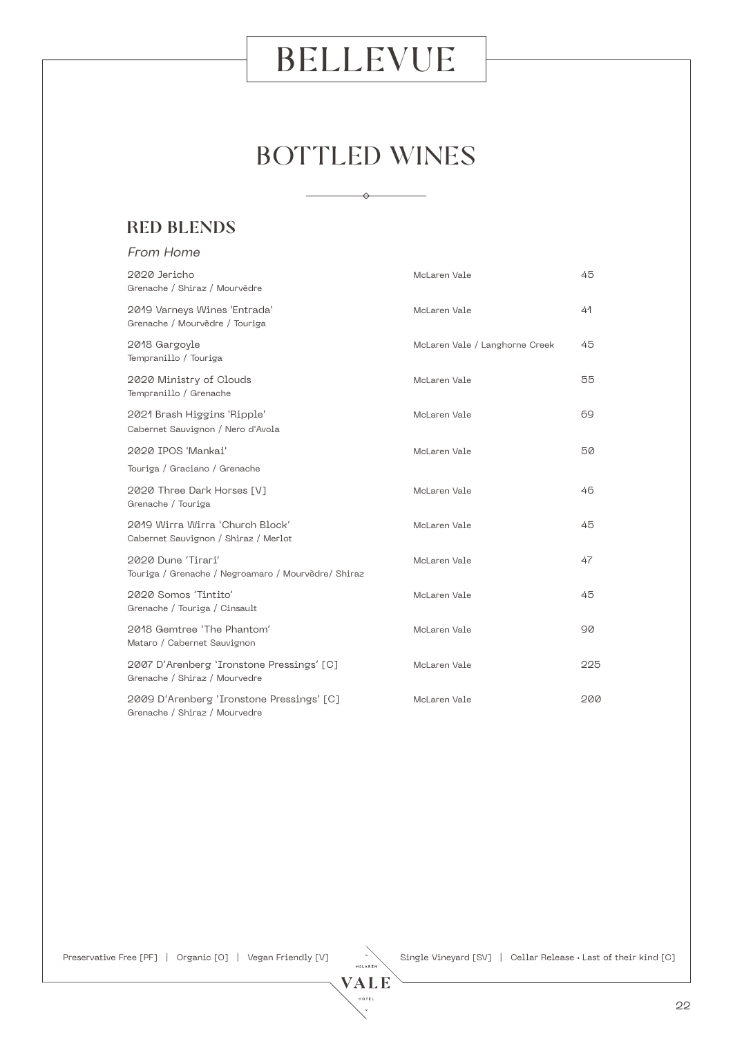# BELLEVUE

## BOTTLED WINES

### RED BLENDS

*From Home*

| Wine | Region | Price |
| --- | --- | --- |
| 2020 Jericho<br>Grenache / Shiraz / Mourvèdre | McLaren Vale | 45 |
| 2019 Varneys Wines 'Entrada'<br>Grenache / Mourvèdre / Touriga | McLaren Vale | 41 |
| 2018 Gargoyle<br>Tempranillo / Touriga | McLaren Vale / Langhorne Creek | 45 |
| 2020 Ministry of Clouds<br>Tempranillo / Grenache | McLaren Vale | 55 |
| 2021 Brash Higgins 'Ripple'<br>Cabernet Sauvignon / Nero d'Avola | McLaren Vale | 69 |
| 2020 IPOS 'Mankai'<br>Touriga / Graciano / Grenache | McLaren Vale | 50 |
| 2020 Three Dark Horses [V]<br>Grenache / Touriga | McLaren Vale | 46 |
| 2019 Wirra Wirra 'Church Block'<br>Cabernet Sauvignon / Shiraz / Merlot | McLaren Vale | 45 |
| 2020 Dune 'Tirari'<br>Touriga / Grenache / Negroamaro / Mourvèdre/ Shiraz | McLaren Vale | 47 |
| 2020 Somos 'Tintito'<br>Grenache / Touriga / Cinsault | McLaren Vale | 45 |
| 2018 Gemtree 'The Phantom'<br>Mataro / Cabernet Sauvignon | McLaren Vale | 90 |
| 2007 D'Arenberg 'Ironstone Pressings' [C]<br>Grenache / Shiraz / Mourvedre | McLaren Vale | 225 |
| 2009 D'Arenberg 'Ironstone Pressings' [C]<br>Grenache / Shiraz / Mourvedre | McLaren Vale | 200 |

Preservative Free [PF] | Organic [O] | Vegan Friendly [V] | Single Vineyard [SV] | Cellar Release • Last of their kind [C]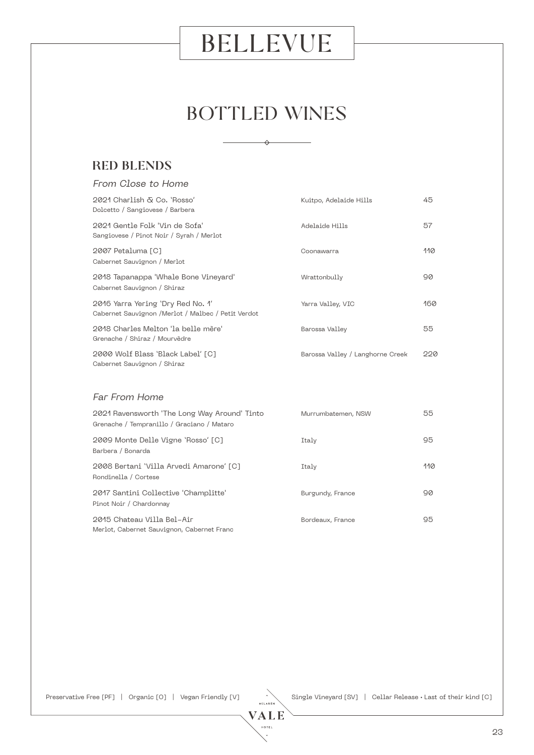# BELLEVUE

## BOTTLED WINES

### RED BLENDS

*From Close to Home*

| Wine | Region | Price |
|---|---|---|
| 2021 Charlish & Co. 'Rosso'<br>Dolcetto / Sangiovese / Barbera | Kuitpo, Adelaide Hills | 45 |
| 2021 Gentle Folk 'Vin de Sofa'<br>Sangiovese / Pinot Noir / Syrah / Merlot | Adelaide Hills | 57 |
| 2007 Petaluma [C]<br>Cabernet Sauvignon / Merlot | Coonawarra | 110 |
| 2018 Tapanappa 'Whale Bone Vineyard'<br>Cabernet Sauvignon / Shiraz | Wrattonbully | 90 |
| 2016 Yarra Yering 'Dry Red No. 1'<br>Cabernet Sauvignon /Merlot / Malbec / Petit Verdot | Yarra Valley, VIC | 160 |
| 2018 Charles Melton 'la belle mêre'<br>Grenache / Shiraz / Mourvêdre | Barossa Valley | 55 |
| 2000 Wolf Blass 'Black Label' [C]<br>Cabernet Sauvignon / Shiraz | Barossa Valley / Langhorne Creek | 220 |

*Far From Home*

| Wine | Region | Price |
|---|---|---|
| 2021 Ravensworth 'The Long Way Around' Tinto<br>Grenache / Tempranillo / Graciano / Mataro | Murrumbatemen, NSW | 55 |
| 2009 Monte Delle Vigne 'Rosso' [C]<br>Barbera / Bonarda | Italy | 95 |
| 2008 Bertani 'Villa Arvedi Amarone' [C]<br>Rondinella / Cortese | Italy | 110 |
| 2017 Santini Collective 'Champlitte'<br>Pinot Noir / Chardonnay | Burgundy, France | 90 |
| 2015 Chateau Villa Bel-Air<br>Merlot, Cabernet Sauvignon, Cabernet Franc | Bordeaux, France | 95 |

Preservative Free [PF] | Organic [O] | Vegan Friendly [V] | Single Vineyard [SV] | Cellar Release • Last of their kind [C]

McLAREN VALE HOTEL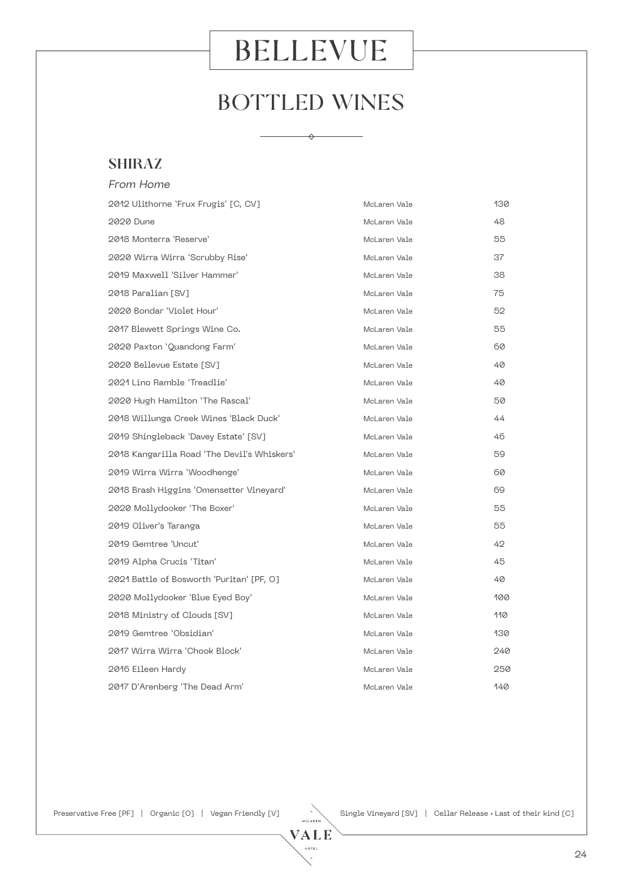# BELLEVUE

## BOTTLED WINES

### SHIRAZ

*From Home*

| Wine | Region | Price |
|---|---|---|
| 2012 Ulithorne 'Frux Frugis' [C, CV] | McLaren Vale | 130 |
| 2020 Dune | McLaren Vale | 48 |
| 2018 Monterra 'Reserve' | McLaren Vale | 55 |
| 2020 Wirra Wirra 'Scrubby Rise' | McLaren Vale | 37 |
| 2019 Maxwell 'Silver Hammer' | McLaren Vale | 38 |
| 2018 Paralian [SV] | McLaren Vale | 75 |
| 2020 Bondar 'Violet Hour' | McLaren Vale | 52 |
| 2017 Blewett Springs Wine Co. | McLaren Vale | 55 |
| 2020 Paxton 'Quandong Farm' | McLaren Vale | 60 |
| 2020 Bellevue Estate [SV] | McLaren Vale | 40 |
| 2021 Lino Ramble 'Treadlie' | McLaren Vale | 40 |
| 2020 Hugh Hamilton 'The Rascal' | McLaren Vale | 50 |
| 2018 Willunga Creek Wines 'Black Duck' | McLaren Vale | 44 |
| 2019 Shingleback 'Davey Estate' [SV] | McLaren Vale | 46 |
| 2018 Kangarilla Road 'The Devil's Whiskers' | McLaren Vale | 59 |
| 2019 Wirra Wirra 'Woodhenge' | McLaren Vale | 60 |
| 2018 Brash Higgins 'Omensetter Vineyard' | McLaren Vale | 69 |
| 2020 Mollydooker 'The Boxer' | McLaren Vale | 55 |
| 2019 Oliver's Taranga | McLaren Vale | 55 |
| 2019 Gemtree 'Uncut' | McLaren Vale | 42 |
| 2019 Alpha Crucis 'Titan' | McLaren Vale | 45 |
| 2021 Battle of Bosworth 'Puritan' [PF, O] | McLaren Vale | 40 |
| 2020 Mollydooker 'Blue Eyed Boy' | McLaren Vale | 100 |
| 2018 Ministry of Clouds [SV] | McLaren Vale | 110 |
| 2019 Gemtree 'Obsidian' | McLaren Vale | 130 |
| 2017 Wirra Wirra 'Chook Block' | McLaren Vale | 240 |
| 2016 Eileen Hardy | McLaren Vale | 250 |
| 2017 D'Arenberg 'The Dead Arm' | McLaren Vale | 140 |

Preservative Free [PF] | Organic [O] | Vegan Friendly [V] | Single Vineyard [SV] | Cellar Release • Last of their kind [C]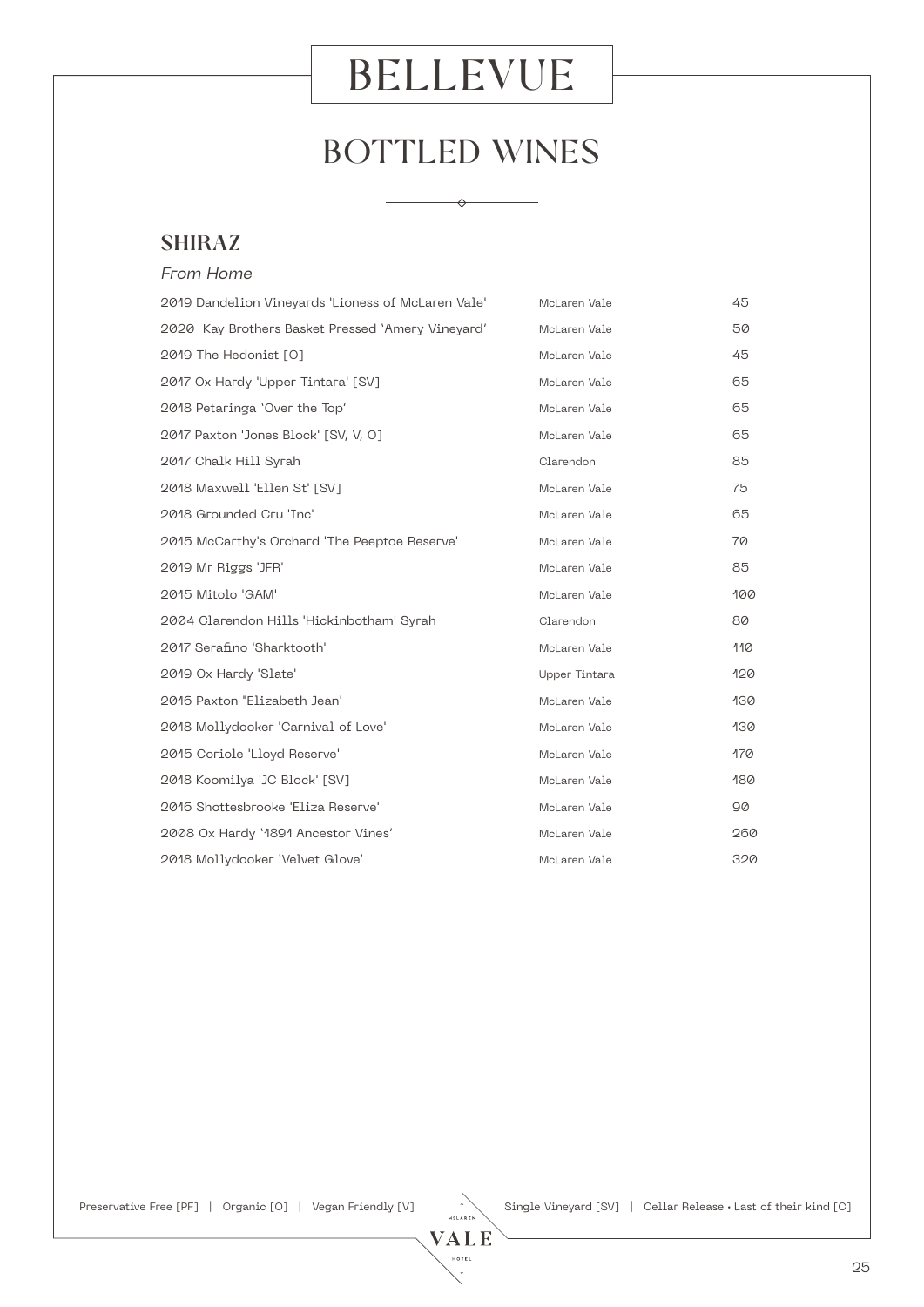# BELLEVUE

## BOTTLED WINES

### SHIRAZ

*From Home*

| | | |
|---|---|---|
| 2019 Dandelion Vineyards 'Lioness of McLaren Vale' | McLaren Vale | 45 |
| 2020 Kay Brothers Basket Pressed 'Amery Vineyard' | McLaren Vale | 50 |
| 2019 The Hedonist [O] | McLaren Vale | 45 |
| 2017 Ox Hardy 'Upper Tintara' [SV] | McLaren Vale | 65 |
| 2018 Petaringa 'Over the Top' | McLaren Vale | 65 |
| 2017 Paxton 'Jones Block' [SV, V, O] | McLaren Vale | 65 |
| 2017 Chalk Hill Syrah | Clarendon | 85 |
| 2018 Maxwell 'Ellen St' [SV] | McLaren Vale | 75 |
| 2018 Grounded Cru 'Inc' | McLaren Vale | 65 |
| 2015 McCarthy's Orchard 'The Peeptoe Reserve' | McLaren Vale | 70 |
| 2019 Mr Riggs 'JFR' | McLaren Vale | 85 |
| 2015 Mitolo 'GAM' | McLaren Vale | 100 |
| 2004 Clarendon Hills 'Hickinbotham' Syrah | Clarendon | 80 |
| 2017 Serafino 'Sharktooth' | McLaren Vale | 110 |
| 2019 Ox Hardy 'Slate' | Upper Tintara | 120 |
| 2016 Paxton "Elizabeth Jean' | McLaren Vale | 130 |
| 2018 Mollydooker 'Carnival of Love' | McLaren Vale | 130 |
| 2015 Coriole 'Lloyd Reserve' | McLaren Vale | 170 |
| 2018 Koomilya 'JC Block' [SV] | McLaren Vale | 180 |
| 2016 Shottesbrooke 'Eliza Reserve' | McLaren Vale | 90 |
| 2008 Ox Hardy '1891 Ancestor Vines' | McLaren Vale | 260 |
| 2018 Mollydooker 'Velvet Glove' | McLaren Vale | 320 |

Preservative Free [PF] | Organic [O] | Vegan Friendly [V] | Single Vineyard [SV] | Cellar Release • Last of their kind [C]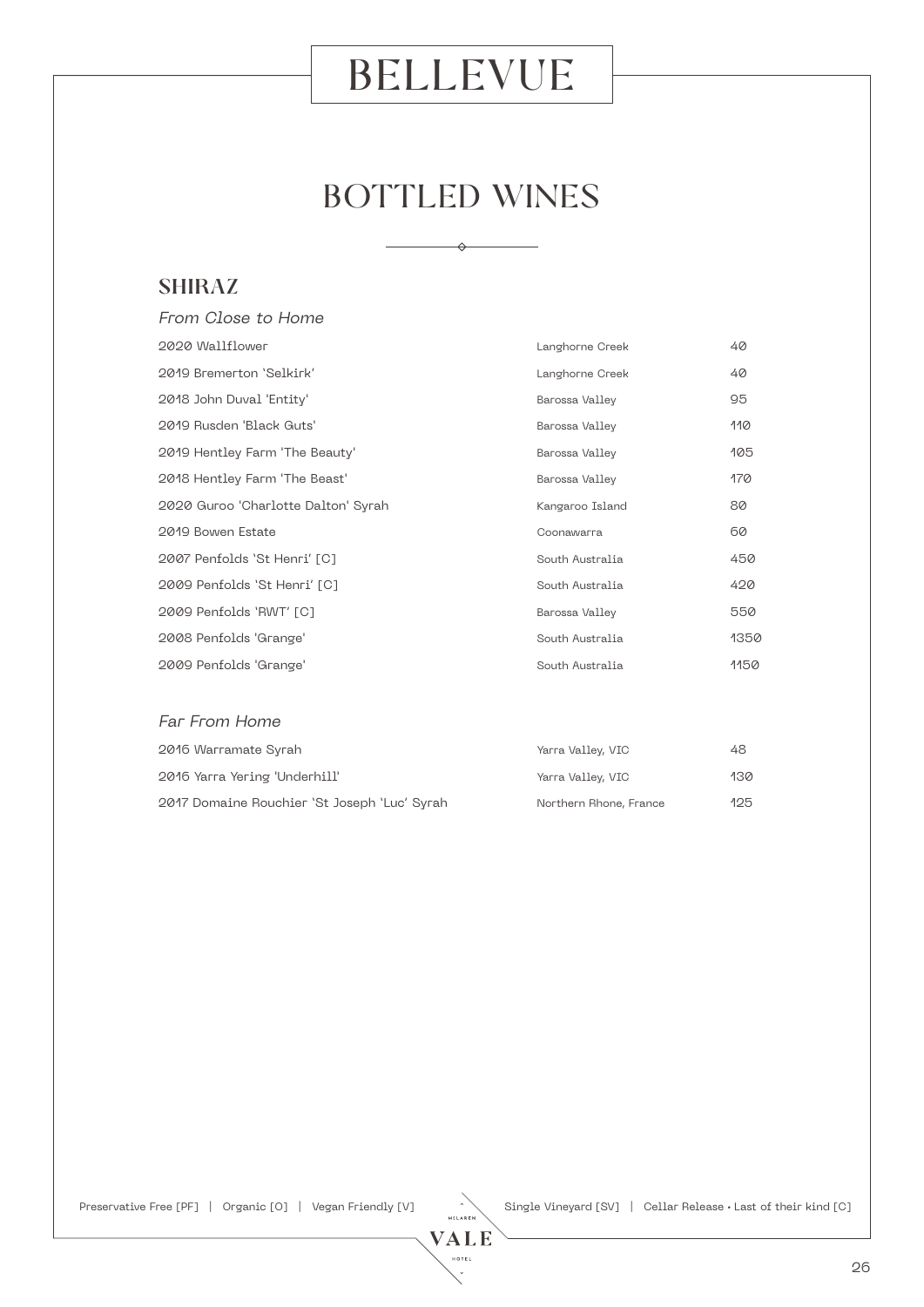# BELLEVUE

## BOTTLED WINES

### SHIRAZ

*From Close to Home*

| | | |
|---|---|---|
| 2020 Wallflower | Langhorne Creek | 40 |
| 2019 Bremerton 'Selkirk' | Langhorne Creek | 40 |
| 2018 John Duval 'Entity' | Barossa Valley | 95 |
| 2019 Rusden 'Black Guts' | Barossa Valley | 110 |
| 2019 Hentley Farm 'The Beauty' | Barossa Valley | 105 |
| 2018 Hentley Farm 'The Beast' | Barossa Valley | 170 |
| 2020 Guroo 'Charlotte Dalton' Syrah | Kangaroo Island | 80 |
| 2019 Bowen Estate | Coonawarra | 60 |
| 2007 Penfolds 'St Henri' [C] | South Australia | 450 |
| 2009 Penfolds 'St Henri' [C] | South Australia | 420 |
| 2009 Penfolds 'RWT' [C] | Barossa Valley | 550 |
| 2008 Penfolds 'Grange' | South Australia | 1350 |
| 2009 Penfolds 'Grange' | South Australia | 1150 |

*Far From Home*

| | | |
|---|---|---|
| 2016 Warramate Syrah | Yarra Valley, VIC | 48 |
| 2016 Yarra Yering 'Underhill' | Yarra Valley, VIC | 130 |
| 2017 Domaine Rouchier 'St Joseph 'Luc' Syrah | Northern Rhone, France | 125 |

Preservative Free [PF] | Organic [O] | Vegan Friendly [V] | Single Vineyard [SV] | Cellar Release • Last of their kind [C]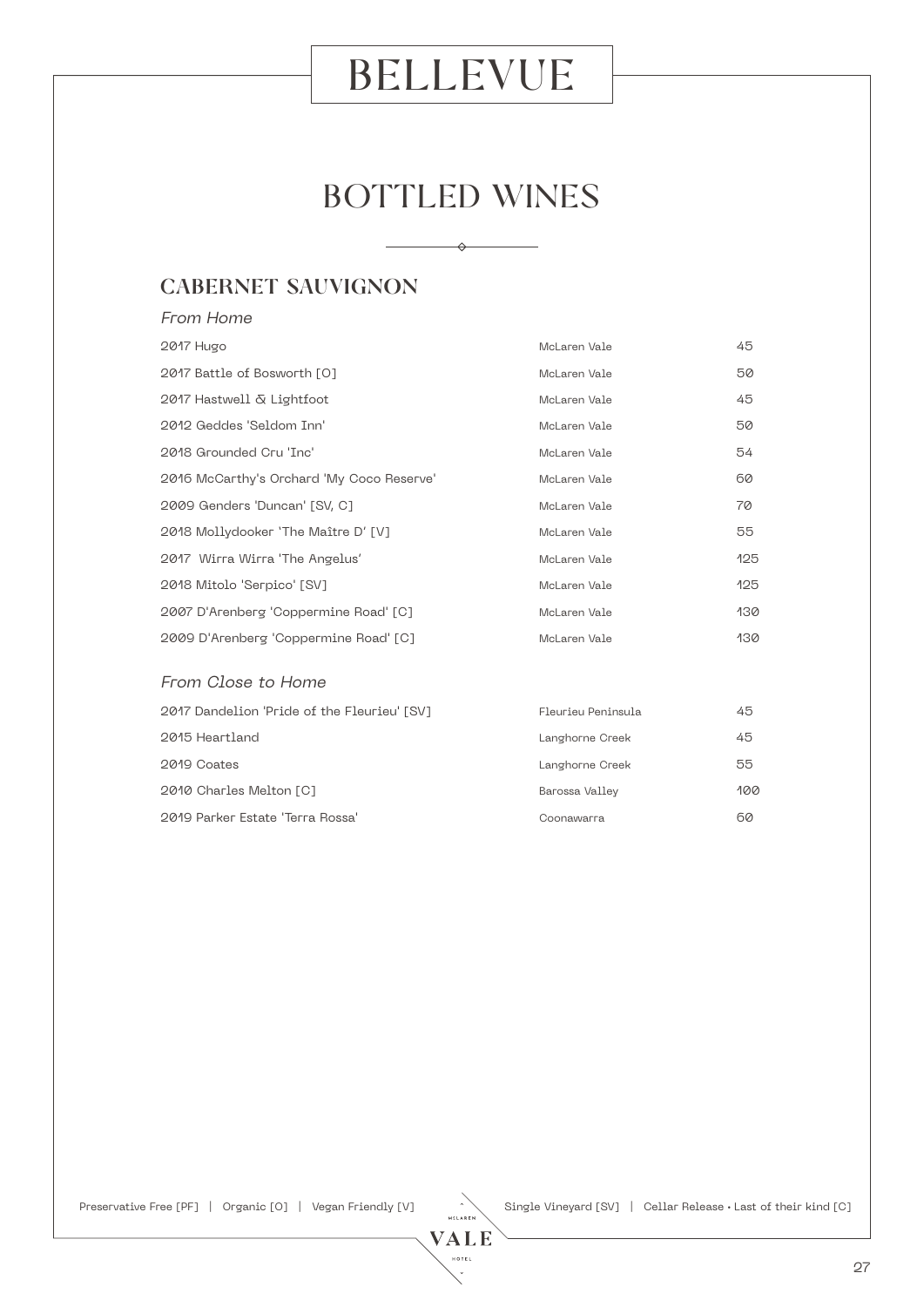# BELLEVUE

## BOTTLED WINES

### CABERNET SAUVIGNON

*From Home*

| | | |
|---|---|---|
| 2017 Hugo | McLaren Vale | 45 |
| 2017 Battle of Bosworth [O] | McLaren Vale | 50 |
| 2017 Hastwell & Lightfoot | McLaren Vale | 45 |
| 2012 Geddes 'Seldom Inn' | McLaren Vale | 50 |
| 2018 Grounded Cru 'Inc' | McLaren Vale | 54 |
| 2016 McCarthy's Orchard 'My Coco Reserve' | McLaren Vale | 60 |
| 2009 Genders 'Duncan' [SV, C] | McLaren Vale | 70 |
| 2018 Mollydooker 'The Maître D' [V] | McLaren Vale | 55 |
| 2017 Wirra Wirra 'The Angelus' | McLaren Vale | 125 |
| 2018 Mitolo 'Serpico' [SV] | McLaren Vale | 125 |
| 2007 D'Arenberg 'Coppermine Road' [C] | McLaren Vale | 130 |
| 2009 D'Arenberg 'Coppermine Road' [C] | McLaren Vale | 130 |

*From Close to Home*

| | | |
|---|---|---|
| 2017 Dandelion 'Pride of the Fleurieu' [SV] | Fleurieu Peninsula | 45 |
| 2015 Heartland | Langhorne Creek | 45 |
| 2019 Coates | Langhorne Creek | 55 |
| 2010 Charles Melton [C] | Barossa Valley | 100 |
| 2019 Parker Estate 'Terra Rossa' | Coonawarra | 60 |

Preservative Free [PF] | Organic [O] | Vegan Friendly [V] | Single Vineyard [SV] | Cellar Release • Last of their kind [C]

McLAREN VALE HOTEL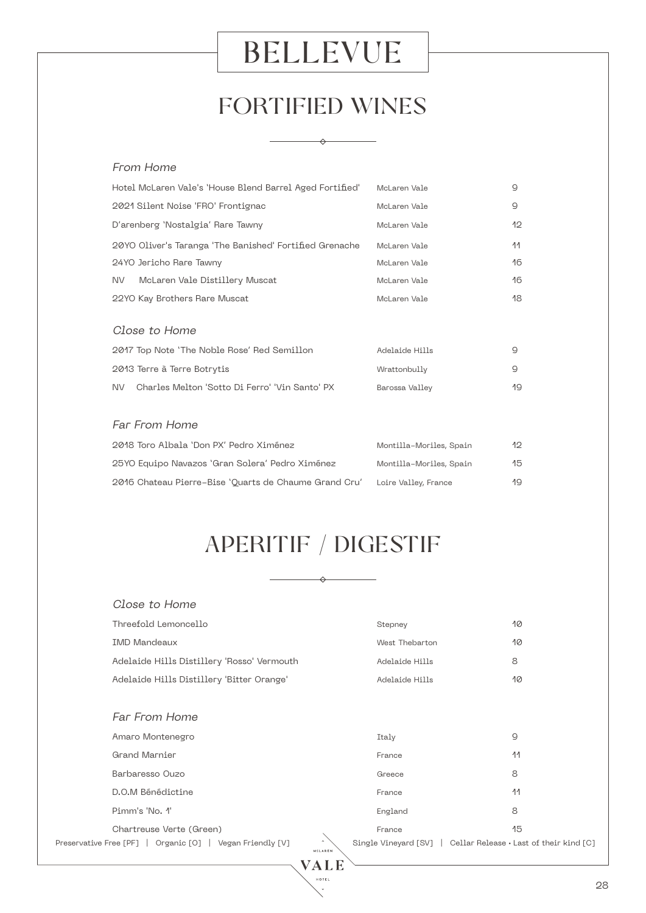# BELLEVUE

## FORTIFIED WINES

### *From Home*

| | | |
|---|---|---|
| Hotel McLaren Vale's 'House Blend Barrel Aged Fortified' | McLaren Vale | 9 |
| 2021 Silent Noise 'FRO' Frontignac | McLaren Vale | 9 |
| D'arenberg 'Nostalgia' Rare Tawny | McLaren Vale | 12 |
| 20YO Oliver's Taranga 'The Banished' Fortified Grenache | McLaren Vale | 11 |
| 24YO Jericho Rare Tawny | McLaren Vale | 16 |
| NV McLaren Vale Distillery Muscat | McLaren Vale | 16 |
| 22YO Kay Brothers Rare Muscat | McLaren Vale | 18 |

### *Close to Home*

| | | |
|---|---|---|
| 2017 Top Note 'The Noble Rose' Red Semillon | Adelaide Hills | 9 |
| 2013 Terre à Terre Botrytis | Wrattonbully | 9 |
| NV Charles Melton 'Sotto Di Ferro' 'Vin Santo' PX | Barossa Valley | 19 |

### *Far From Home*

| | | |
|---|---|---|
| 2018 Toro Albala 'Don PX' Pedro Ximénez | Montilla-Moriles, Spain | 12 |
| 25YO Equipo Navazos 'Gran Solera' Pedro Ximénez | Montilla-Moriles, Spain | 15 |
| 2016 Chateau Pierre-Bise 'Quarts de Chaume Grand Cru' | Loire Valley, France | 19 |

## APERITIF / DIGESTIF

### *Close to Home*

| | | |
|---|---|---|
| Threefold Lemoncello | Stepney | 10 |
| IMD Mandeaux | West Thebarton | 10 |
| Adelaide Hills Distillery 'Rosso' Vermouth | Adelaide Hills | 8 |
| Adelaide Hills Distillery 'Bitter Orange' | Adelaide Hills | 10 |

### *Far From Home*

| | | |
|---|---|---|
| Amaro Montenegro | Italy | 9 |
| Grand Marnier | France | 11 |
| Barbaresso Ouzo | Greece | 8 |
| D.O.M Bénédictine | France | 11 |
| Pimm's 'No. 1' | England | 8 |
| Chartreuse Verte (Green) | France | 15 |

Preservative Free [PF] | Organic [O] | Vegan Friendly [V] Single Vineyard [SV] | Cellar Release • Last of their kind [C]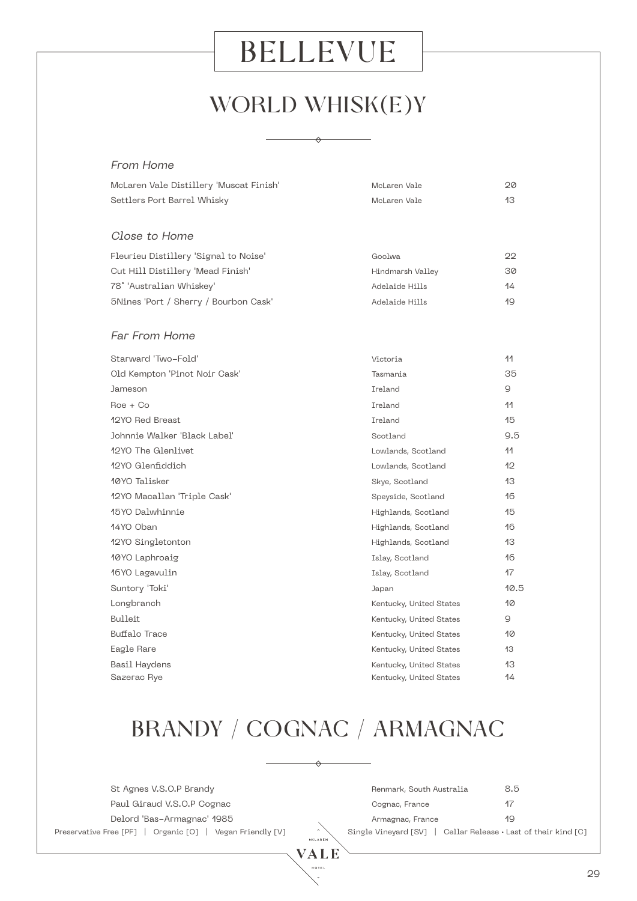# BELLEVUE

## WORLD WHISK(E)Y

### *From Home*

| | | |
|---|---|---|
| McLaren Vale Distillery 'Muscat Finish' | McLaren Vale | 20 |
| Settlers Port Barrel Whisky | McLaren Vale | 13 |

### *Close to Home*

| | | |
|---|---|---|
| Fleurieu Distillery 'Signal to Noise' | Goolwa | 22 |
| Cut Hill Distillery 'Mead Finish' | Hindmarsh Valley | 30 |
| 78° 'Australian Whiskey' | Adelaide Hills | 14 |
| 5Nines 'Port / Sherry / Bourbon Cask' | Adelaide Hills | 19 |

### *Far From Home*

| | | |
|---|---|---|
| Starward 'Two-Fold' | Victoria | 11 |
| Old Kempton 'Pinot Noir Cask' | Tasmania | 35 |
| Jameson | Ireland | 9 |
| Roe + Co | Ireland | 11 |
| 12YO Red Breast | Ireland | 15 |
| Johnnie Walker 'Black Label' | Scotland | 9.5 |
| 12YO The Glenlivet | Lowlands, Scotland | 11 |
| 12YO Glenfiddich | Lowlands, Scotland | 12 |
| 10YO Talisker | Skye, Scotland | 13 |
| 12YO Macallan 'Triple Cask' | Speyside, Scotland | 16 |
| 15YO Dalwhinnie | Highlands, Scotland | 15 |
| 14YO Oban | Highlands, Scotland | 16 |
| 12YO Singletonton | Highlands, Scotland | 13 |
| 10YO Laphroaig | Islay, Scotland | 16 |
| 16YO Lagavulin | Islay, Scotland | 17 |
| Suntory 'Toki' | Japan | 10.5 |
| Longbranch | Kentucky, United States | 10 |
| Bulleit | Kentucky, United States | 9 |
| Buffalo Trace | Kentucky, United States | 10 |
| Eagle Rare | Kentucky, United States | 13 |
| Basil Haydens | Kentucky, United States | 13 |
| Sazerac Rye | Kentucky, United States | 14 |

## BRANDY / COGNAC / ARMAGNAC

| | | |
|---|---|---|
| St Agnes V.S.O.P Brandy | Renmark, South Australia | 8.5 |
| Paul Giraud V.S.O.P Cognac | Cognac, France | 17 |
| Delord 'Bas-Armagnac' 1985 | Armagnac, France | 19 |

Preservative Free [PF] | Organic [O] | Vegan Friendly [V] | Single Vineyard [SV] | Cellar Release • Last of their kind [C]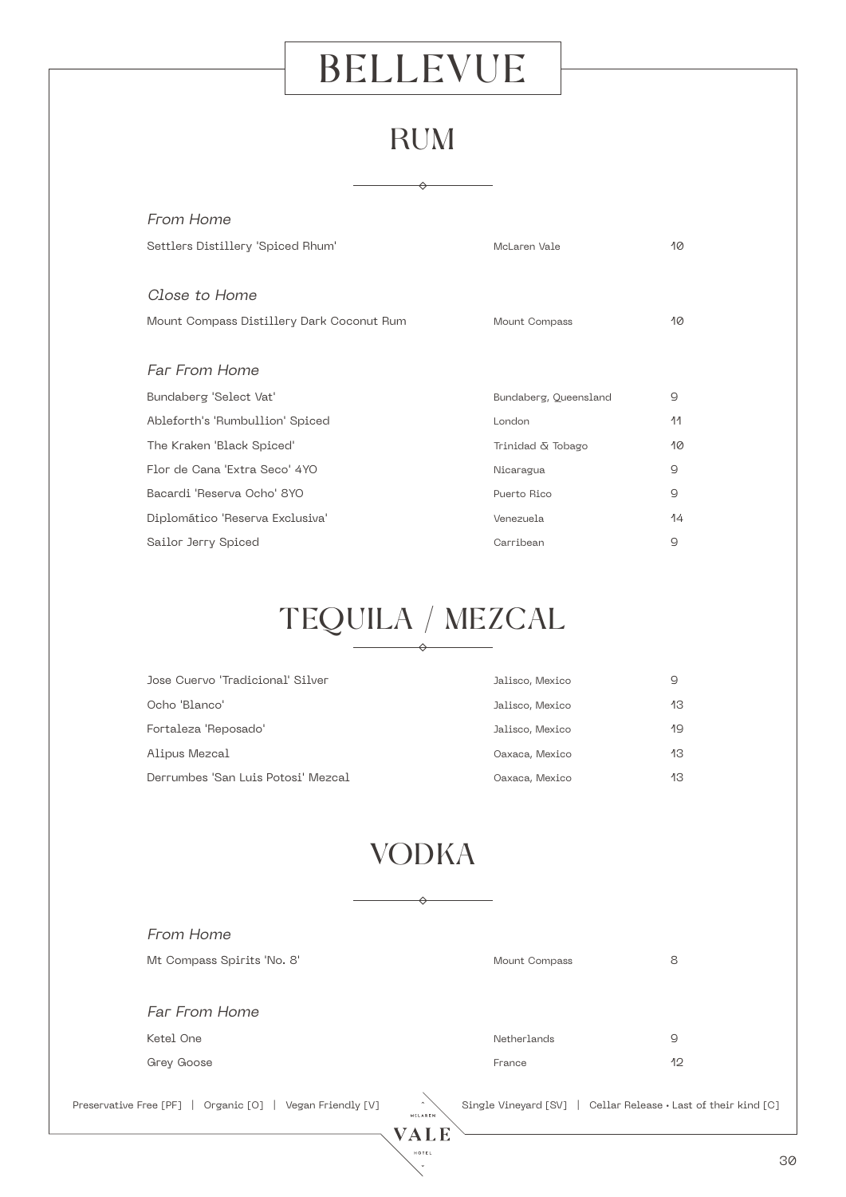# BELLEVUE

## RUM

*From Home*

| | | |
|---|---|---|
| Settlers Distillery 'Spiced Rhum' | McLaren Vale | 10 |

*Close to Home*

| | | |
|---|---|---|
| Mount Compass Distillery Dark Coconut Rum | Mount Compass | 10 |

*Far From Home*

| | | |
|---|---|---|
| Bundaberg 'Select Vat' | Bundaberg, Queensland | 9 |
| Ableforth's 'Rumbullion' Spiced | London | 11 |
| The Kraken 'Black Spiced' | Trinidad & Tobago | 10 |
| Flor de Cana 'Extra Seco' 4YO | Nicaragua | 9 |
| Bacardi 'Reserva Ocho' 8YO | Puerto Rico | 9 |
| Diplomático 'Reserva Exclusiva' | Venezuela | 14 |
| Sailor Jerry Spiced | Carribean | 9 |

## TEQUILA / MEZCAL

| | | |
|---|---|---|
| Jose Cuervo 'Tradicional' Silver | Jalisco, Mexico | 9 |
| Ocho 'Blanco' | Jalisco, Mexico | 13 |
| Fortaleza 'Reposado' | Jalisco, Mexico | 19 |
| Alipus Mezcal | Oaxaca, Mexico | 13 |
| Derrumbes 'San Luis Potosi' Mezcal | Oaxaca, Mexico | 13 |

## VODKA

*From Home*

| | | |
|---|---|---|
| Mt Compass Spirits 'No. 8' | Mount Compass | 8 |

*Far From Home*

| | | |
|---|---|---|
| Ketel One | Netherlands | 9 |
| Grey Goose | France | 12 |

Preservative Free [PF] | Organic [O] | Vegan Friendly [V] | Single Vineyard [SV] | Cellar Release • Last of their kind [C]

McLAREN VALE HOTEL